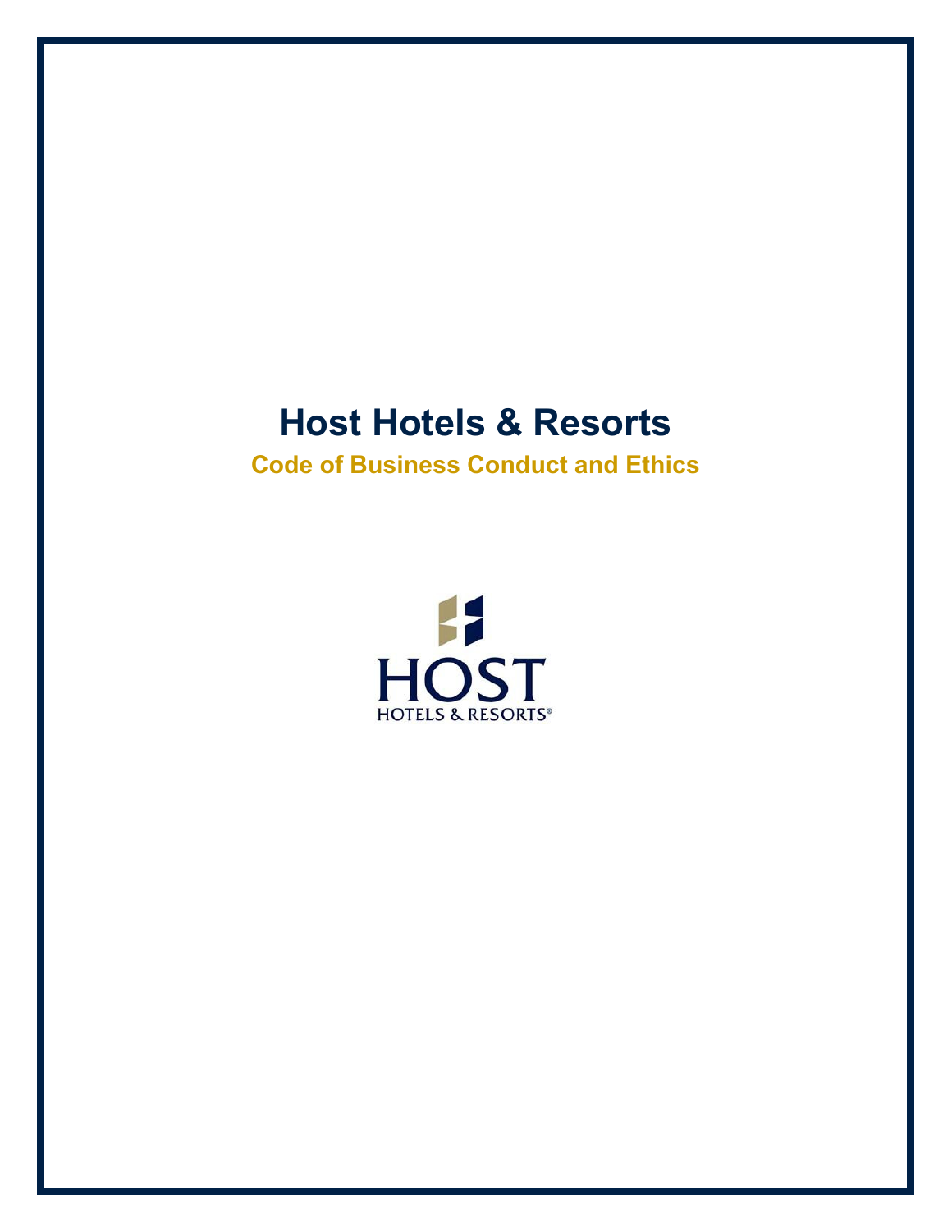# Host Hotels & Resorts

## Code of Business Conduct and Ethics

HOST

HOTELS & RESORTS®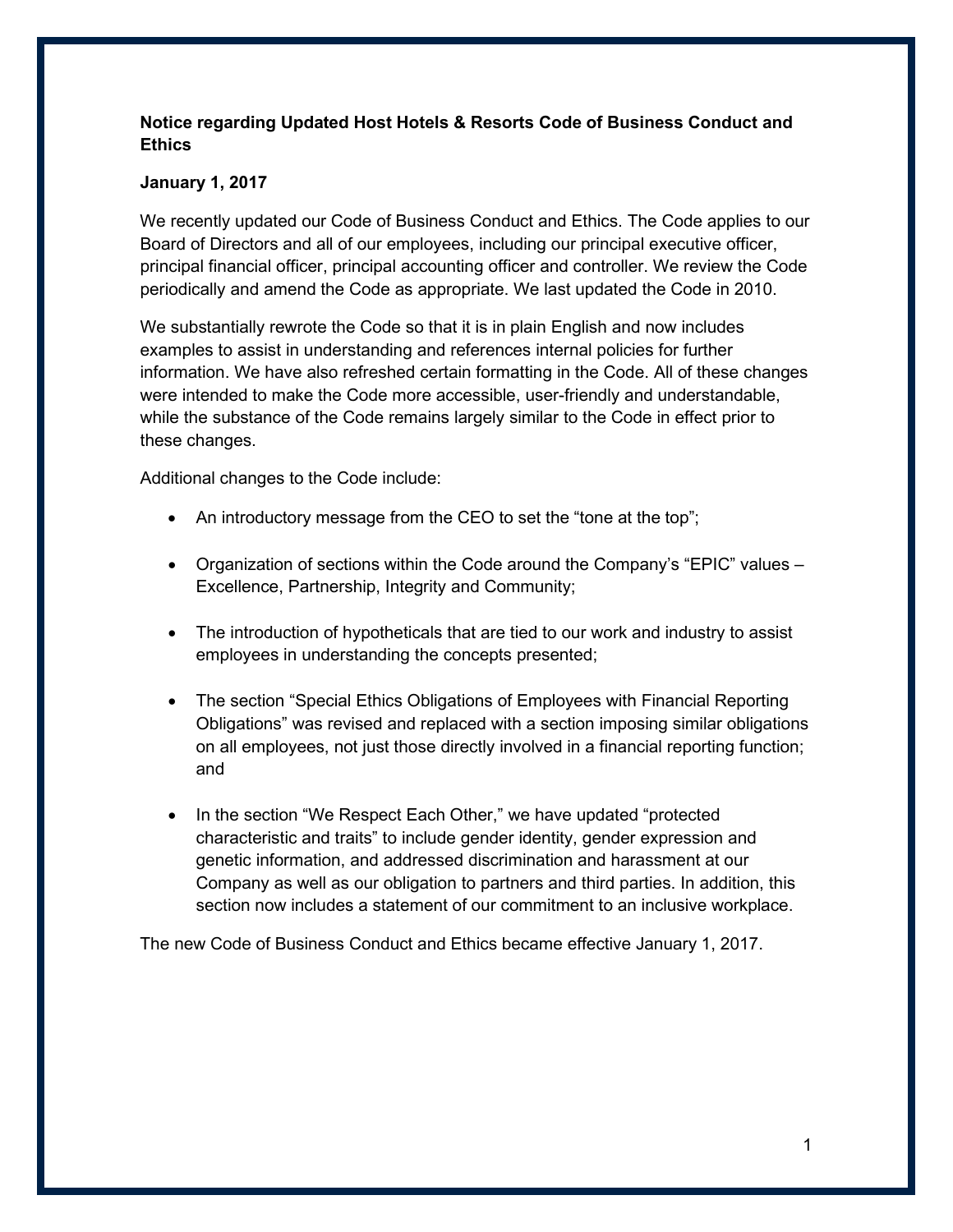**Notice regarding Updated Host Hotels & Resorts Code of Business Conduct and Ethics**

**January 1, 2017**

We recently updated our Code of Business Conduct and Ethics. The Code applies to our Board of Directors and all of our employees, including our principal executive officer, principal financial officer, principal accounting officer and controller. We review the Code periodically and amend the Code as appropriate. We last updated the Code in 2010.

We substantially rewrote the Code so that it is in plain English and now includes examples to assist in understanding and references internal policies for further information. We have also refreshed certain formatting in the Code. All of these changes were intended to make the Code more accessible, user-friendly and understandable, while the substance of the Code remains largely similar to the Code in effect prior to these changes.

Additional changes to the Code include:

- An introductory message from the CEO to set the "tone at the top";
- Organization of sections within the Code around the Company's "EPIC" values – Excellence, Partnership, Integrity and Community;
- The introduction of hypotheticals that are tied to our work and industry to assist employees in understanding the concepts presented;
- The section "Special Ethics Obligations of Employees with Financial Reporting Obligations" was revised and replaced with a section imposing similar obligations on all employees, not just those directly involved in a financial reporting function; and
- In the section "We Respect Each Other," we have updated "protected characteristic and traits" to include gender identity, gender expression and genetic information, and addressed discrimination and harassment at our Company as well as our obligation to partners and third parties. In addition, this section now includes a statement of our commitment to an inclusive workplace.

The new Code of Business Conduct and Ethics became effective January 1, 2017.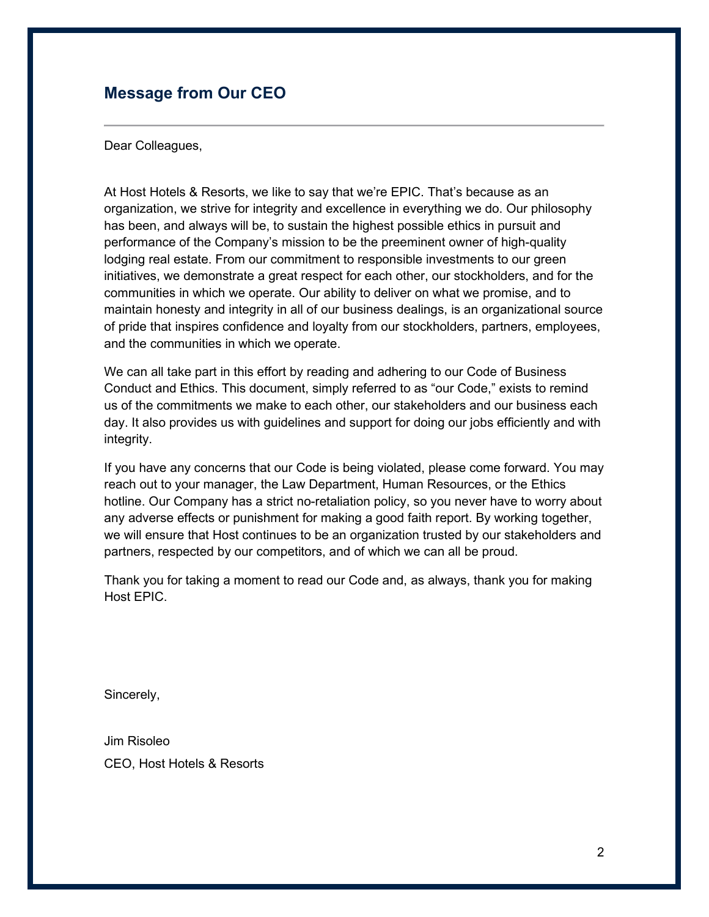## Message from Our CEO

Dear Colleagues,

At Host Hotels & Resorts, we like to say that we're EPIC. That's because as an organization, we strive for integrity and excellence in everything we do. Our philosophy has been, and always will be, to sustain the highest possible ethics in pursuit and performance of the Company's mission to be the preeminent owner of high-quality lodging real estate. From our commitment to responsible investments to our green initiatives, we demonstrate a great respect for each other, our stockholders, and for the communities in which we operate. Our ability to deliver on what we promise, and to maintain honesty and integrity in all of our business dealings, is an organizational source of pride that inspires confidence and loyalty from our stockholders, partners, employees, and the communities in which we operate.

We can all take part in this effort by reading and adhering to our Code of Business Conduct and Ethics. This document, simply referred to as "our Code," exists to remind us of the commitments we make to each other, our stakeholders and our business each day. It also provides us with guidelines and support for doing our jobs efficiently and with integrity.

If you have any concerns that our Code is being violated, please come forward. You may reach out to your manager, the Law Department, Human Resources, or the Ethics hotline. Our Company has a strict no-retaliation policy, so you never have to worry about any adverse effects or punishment for making a good faith report. By working together, we will ensure that Host continues to be an organization trusted by our stakeholders and partners, respected by our competitors, and of which we can all be proud.

Thank you for taking a moment to read our Code and, as always, thank you for making Host EPIC.

Sincerely,

Jim Risoleo

CEO, Host Hotels & Resorts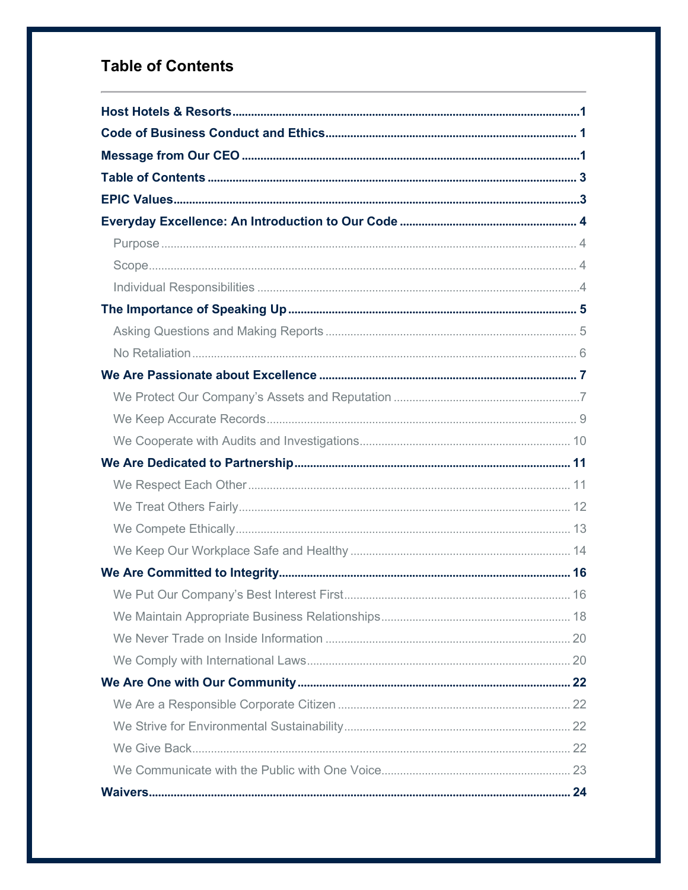## Table of Contents

**Host Hotels & Resorts** .......... 1

**Code of Business Conduct and Ethics** .......... 1

**Message from Our CEO** .......... 1

**Table of Contents** .......... 3

**EPIC Values** .......... 3

**Everyday Excellence: An Introduction to Our Code** .......... 4

- Purpose .......... 4
- Scope .......... 4
- Individual Responsibilities .......... 4

**The Importance of Speaking Up** .......... 5

- Asking Questions and Making Reports .......... 5
- No Retaliation .......... 6

**We Are Passionate about Excellence** .......... 7

- We Protect Our Company's Assets and Reputation .......... 7
- We Keep Accurate Records .......... 9
- We Cooperate with Audits and Investigations .......... 10

**We Are Dedicated to Partnership** .......... 11

- We Respect Each Other .......... 11
- We Treat Others Fairly .......... 12
- We Compete Ethically .......... 13
- We Keep Our Workplace Safe and Healthy .......... 14

**We Are Committed to Integrity** .......... 16

- We Put Our Company's Best Interest First .......... 16
- We Maintain Appropriate Business Relationships .......... 18
- We Never Trade on Inside Information .......... 20
- We Comply with International Laws .......... 20

**We Are One with Our Community** .......... 22

- We Are a Responsible Corporate Citizen .......... 22
- We Strive for Environmental Sustainability .......... 22
- We Give Back .......... 22
- We Communicate with the Public with One Voice .......... 23

**Waivers** .......... 24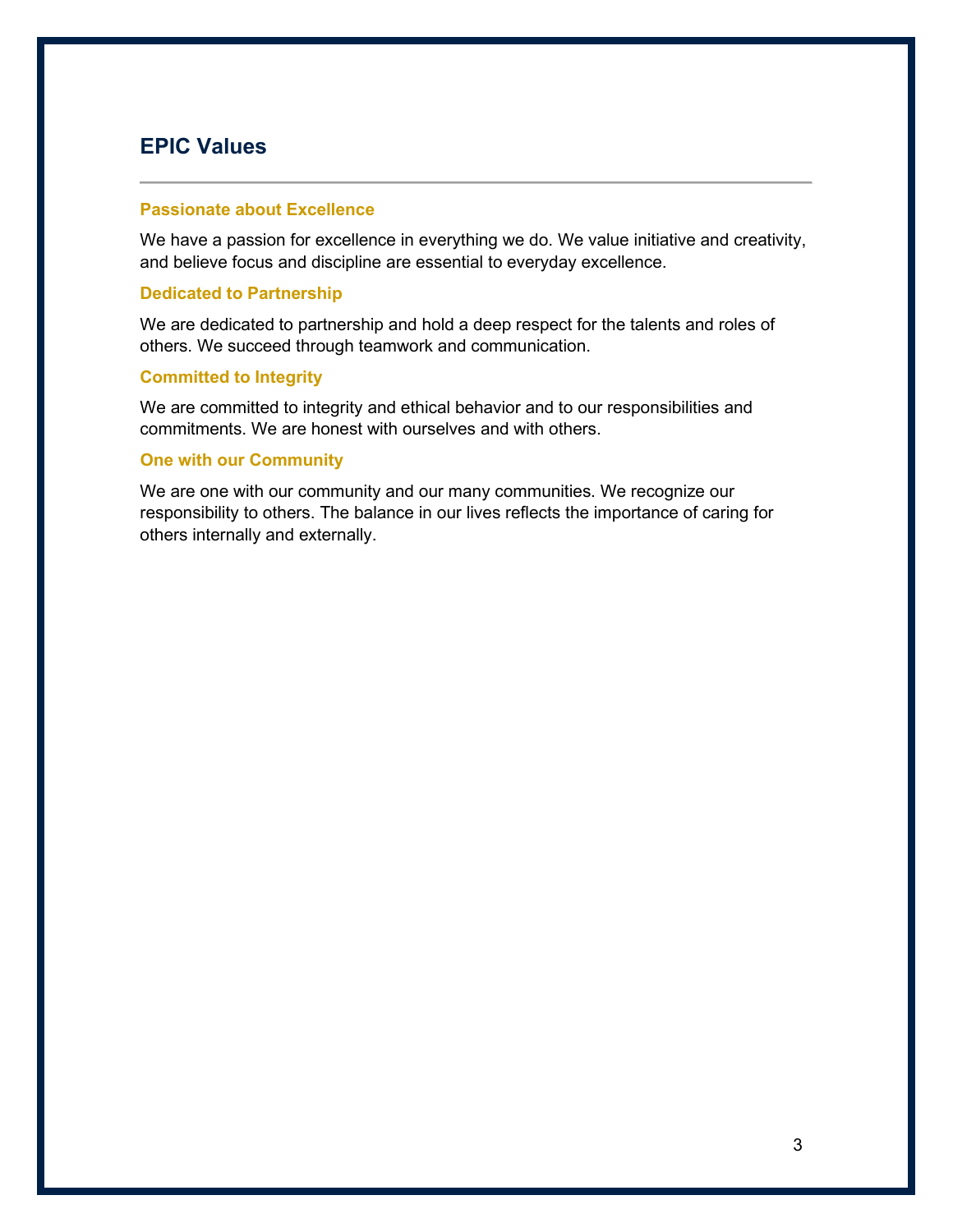## EPIC Values

### Passionate about Excellence

We have a passion for excellence in everything we do. We value initiative and creativity, and believe focus and discipline are essential to everyday excellence.

### Dedicated to Partnership

We are dedicated to partnership and hold a deep respect for the talents and roles of others. We succeed through teamwork and communication.

### Committed to Integrity

We are committed to integrity and ethical behavior and to our responsibilities and commitments. We are honest with ourselves and with others.

### One with our Community

We are one with our community and our many communities. We recognize our responsibility to others. The balance in our lives reflects the importance of caring for others internally and externally.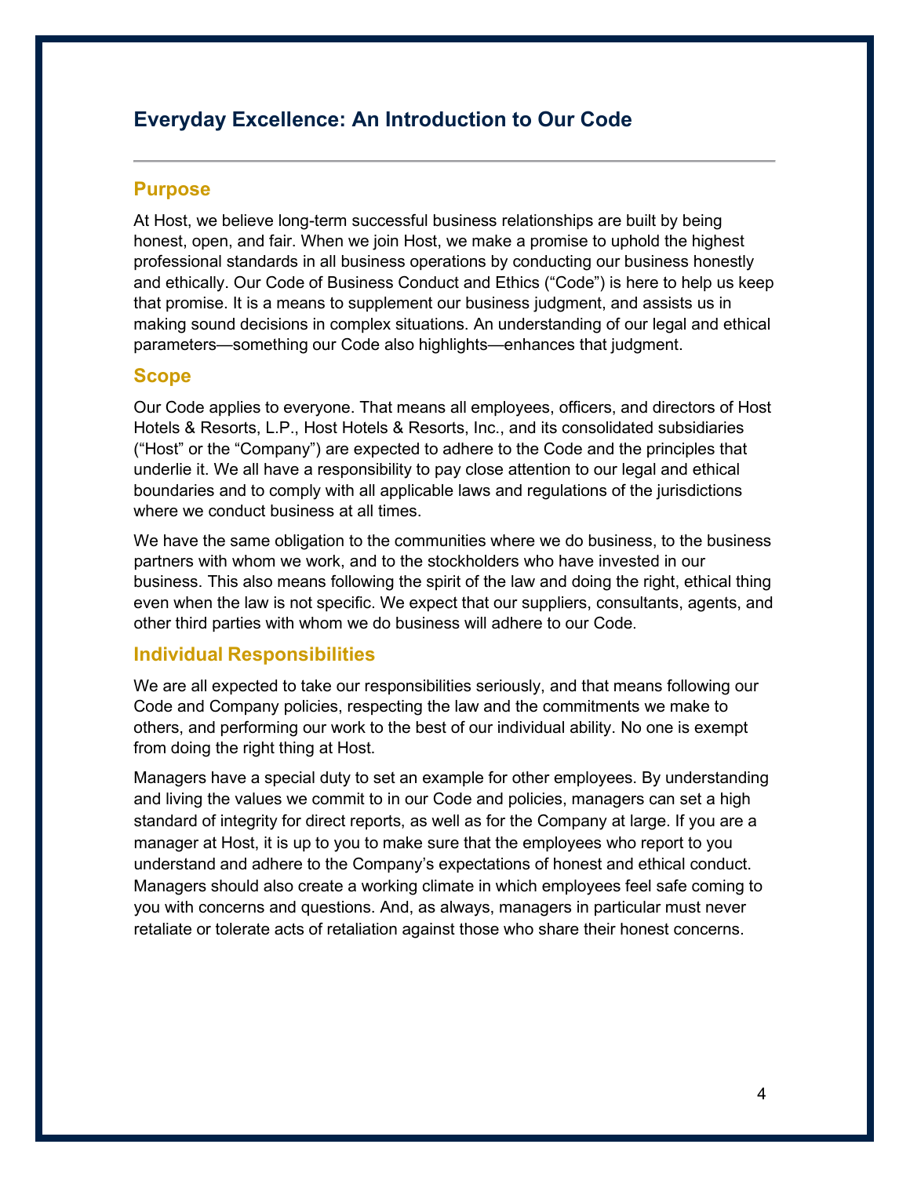# Everyday Excellence: An Introduction to Our Code

## Purpose

At Host, we believe long-term successful business relationships are built by being honest, open, and fair. When we join Host, we make a promise to uphold the highest professional standards in all business operations by conducting our business honestly and ethically. Our Code of Business Conduct and Ethics ("Code") is here to help us keep that promise. It is a means to supplement our business judgment, and assists us in making sound decisions in complex situations. An understanding of our legal and ethical parameters—something our Code also highlights—enhances that judgment.

## Scope

Our Code applies to everyone. That means all employees, officers, and directors of Host Hotels & Resorts, L.P., Host Hotels & Resorts, Inc., and its consolidated subsidiaries ("Host" or the "Company") are expected to adhere to the Code and the principles that underlie it. We all have a responsibility to pay close attention to our legal and ethical boundaries and to comply with all applicable laws and regulations of the jurisdictions where we conduct business at all times.

We have the same obligation to the communities where we do business, to the business partners with whom we work, and to the stockholders who have invested in our business. This also means following the spirit of the law and doing the right, ethical thing even when the law is not specific. We expect that our suppliers, consultants, agents, and other third parties with whom we do business will adhere to our Code.

## Individual Responsibilities

We are all expected to take our responsibilities seriously, and that means following our Code and Company policies, respecting the law and the commitments we make to others, and performing our work to the best of our individual ability. No one is exempt from doing the right thing at Host.

Managers have a special duty to set an example for other employees. By understanding and living the values we commit to in our Code and policies, managers can set a high standard of integrity for direct reports, as well as for the Company at large. If you are a manager at Host, it is up to you to make sure that the employees who report to you understand and adhere to the Company's expectations of honest and ethical conduct. Managers should also create a working climate in which employees feel safe coming to you with concerns and questions. And, as always, managers in particular must never retaliate or tolerate acts of retaliation against those who share their honest concerns.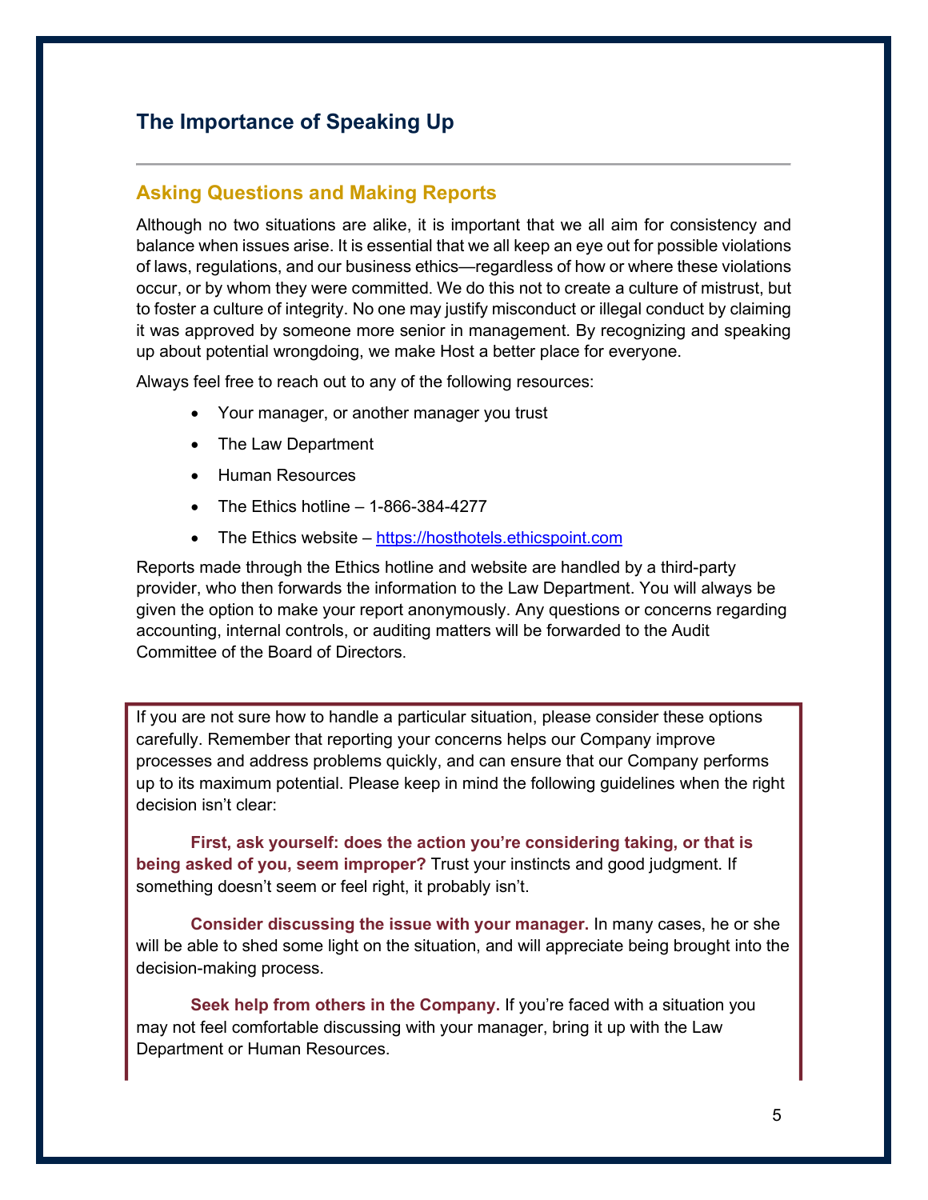## The Importance of Speaking Up

### Asking Questions and Making Reports

Although no two situations are alike, it is important that we all aim for consistency and balance when issues arise. It is essential that we all keep an eye out for possible violations of laws, regulations, and our business ethics—regardless of how or where these violations occur, or by whom they were committed. We do this not to create a culture of mistrust, but to foster a culture of integrity. No one may justify misconduct or illegal conduct by claiming it was approved by someone more senior in management. By recognizing and speaking up about potential wrongdoing, we make Host a better place for everyone.

Always feel free to reach out to any of the following resources:

- Your manager, or another manager you trust
- The Law Department
- Human Resources
- The Ethics hotline – 1-866-384-4277
- The Ethics website – https://hosthotels.ethicspoint.com

Reports made through the Ethics hotline and website are handled by a third-party provider, who then forwards the information to the Law Department. You will always be given the option to make your report anonymously. Any questions or concerns regarding accounting, internal controls, or auditing matters will be forwarded to the Audit Committee of the Board of Directors.

If you are not sure how to handle a particular situation, please consider these options carefully. Remember that reporting your concerns helps our Company improve processes and address problems quickly, and can ensure that our Company performs up to its maximum potential. Please keep in mind the following guidelines when the right decision isn't clear:

**First, ask yourself: does the action you're considering taking, or that is being asked of you, seem improper?** Trust your instincts and good judgment. If something doesn't seem or feel right, it probably isn't.

**Consider discussing the issue with your manager.** In many cases, he or she will be able to shed some light on the situation, and will appreciate being brought into the decision-making process.

**Seek help from others in the Company.** If you're faced with a situation you may not feel comfortable discussing with your manager, bring it up with the Law Department or Human Resources.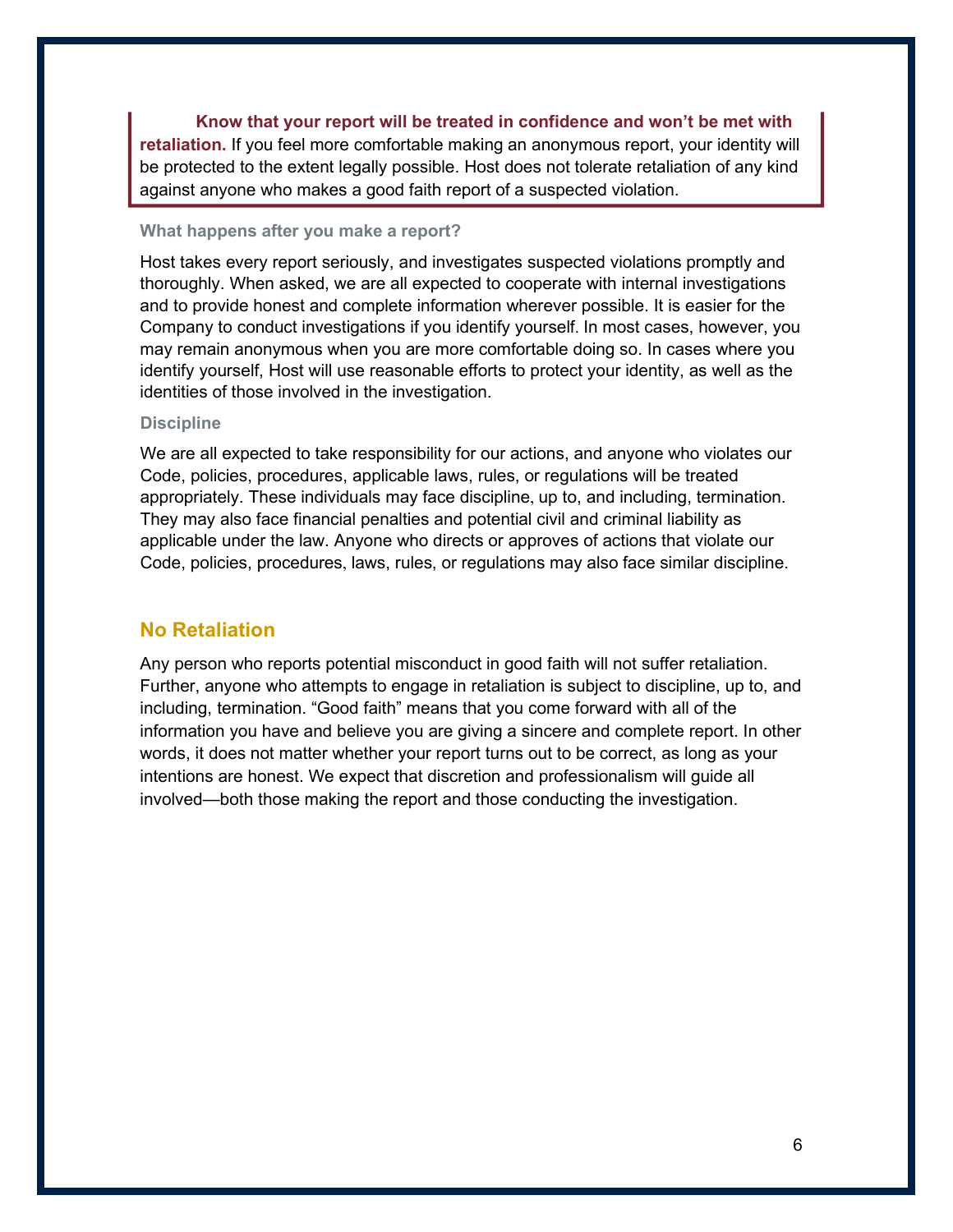> **Know that your report will be treated in confidence and won't be met with retaliation.** If you feel more comfortable making an anonymous report, your identity will be protected to the extent legally possible. Host does not tolerate retaliation of any kind against anyone who makes a good faith report of a suspected violation.

#### What happens after you make a report?

Host takes every report seriously, and investigates suspected violations promptly and thoroughly. When asked, we are all expected to cooperate with internal investigations and to provide honest and complete information wherever possible. It is easier for the Company to conduct investigations if you identify yourself. In most cases, however, you may remain anonymous when you are more comfortable doing so. In cases where you identify yourself, Host will use reasonable efforts to protect your identity, as well as the identities of those involved in the investigation.

#### Discipline

We are all expected to take responsibility for our actions, and anyone who violates our Code, policies, procedures, applicable laws, rules, or regulations will be treated appropriately. These individuals may face discipline, up to, and including, termination. They may also face financial penalties and potential civil and criminal liability as applicable under the law. Anyone who directs or approves of actions that violate our Code, policies, procedures, laws, rules, or regulations may also face similar discipline.

## No Retaliation

Any person who reports potential misconduct in good faith will not suffer retaliation. Further, anyone who attempts to engage in retaliation is subject to discipline, up to, and including, termination. "Good faith" means that you come forward with all of the information you have and believe you are giving a sincere and complete report. In other words, it does not matter whether your report turns out to be correct, as long as your intentions are honest. We expect that discretion and professionalism will guide all involved—both those making the report and those conducting the investigation.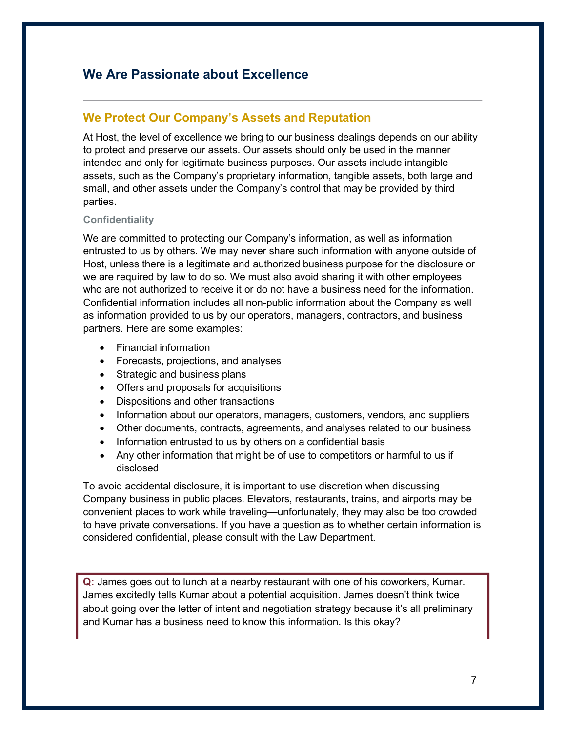## We Are Passionate about Excellence

### We Protect Our Company's Assets and Reputation

At Host, the level of excellence we bring to our business dealings depends on our ability to protect and preserve our assets. Our assets should only be used in the manner intended and only for legitimate business purposes. Our assets include intangible assets, such as the Company's proprietary information, tangible assets, both large and small, and other assets under the Company's control that may be provided by third parties.

#### Confidentiality

We are committed to protecting our Company's information, as well as information entrusted to us by others. We may never share such information with anyone outside of Host, unless there is a legitimate and authorized business purpose for the disclosure or we are required by law to do so. We must also avoid sharing it with other employees who are not authorized to receive it or do not have a business need for the information. Confidential information includes all non-public information about the Company as well as information provided to us by our operators, managers, contractors, and business partners. Here are some examples:

- Financial information
- Forecasts, projections, and analyses
- Strategic and business plans
- Offers and proposals for acquisitions
- Dispositions and other transactions
- Information about our operators, managers, customers, vendors, and suppliers
- Other documents, contracts, agreements, and analyses related to our business
- Information entrusted to us by others on a confidential basis
- Any other information that might be of use to competitors or harmful to us if disclosed

To avoid accidental disclosure, it is important to use discretion when discussing Company business in public places. Elevators, restaurants, trains, and airports may be convenient places to work while traveling—unfortunately, they may also be too crowded to have private conversations. If you have a question as to whether certain information is considered confidential, please consult with the Law Department.

**Q:** James goes out to lunch at a nearby restaurant with one of his coworkers, Kumar. James excitedly tells Kumar about a potential acquisition. James doesn't think twice about going over the letter of intent and negotiation strategy because it's all preliminary and Kumar has a business need to know this information. Is this okay?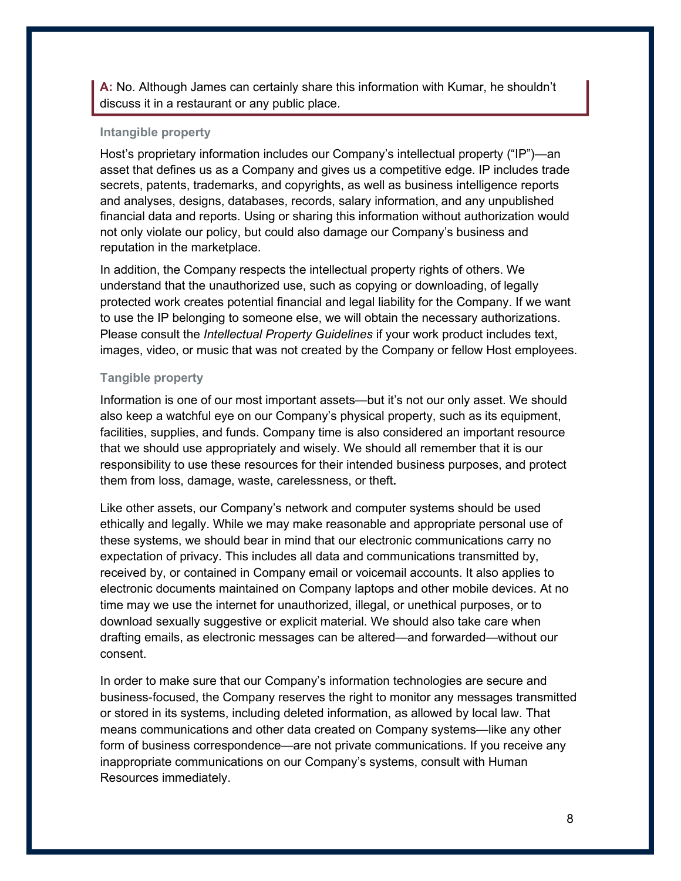**A:** No. Although James can certainly share this information with Kumar, he shouldn't discuss it in a restaurant or any public place.

### Intangible property

Host's proprietary information includes our Company's intellectual property ("IP")—an asset that defines us as a Company and gives us a competitive edge. IP includes trade secrets, patents, trademarks, and copyrights, as well as business intelligence reports and analyses, designs, databases, records, salary information, and any unpublished financial data and reports. Using or sharing this information without authorization would not only violate our policy, but could also damage our Company's business and reputation in the marketplace.

In addition, the Company respects the intellectual property rights of others. We understand that the unauthorized use, such as copying or downloading, of legally protected work creates potential financial and legal liability for the Company. If we want to use the IP belonging to someone else, we will obtain the necessary authorizations. Please consult the *Intellectual Property Guidelines* if your work product includes text, images, video, or music that was not created by the Company or fellow Host employees.

### Tangible property

Information is one of our most important assets—but it's not our only asset. We should also keep a watchful eye on our Company's physical property, such as its equipment, facilities, supplies, and funds. Company time is also considered an important resource that we should use appropriately and wisely. We should all remember that it is our responsibility to use these resources for their intended business purposes, and protect them from loss, damage, waste, carelessness, or theft.

Like other assets, our Company's network and computer systems should be used ethically and legally. While we may make reasonable and appropriate personal use of these systems, we should bear in mind that our electronic communications carry no expectation of privacy. This includes all data and communications transmitted by, received by, or contained in Company email or voicemail accounts. It also applies to electronic documents maintained on Company laptops and other mobile devices. At no time may we use the internet for unauthorized, illegal, or unethical purposes, or to download sexually suggestive or explicit material. We should also take care when drafting emails, as electronic messages can be altered—and forwarded—without our consent.

In order to make sure that our Company's information technologies are secure and business-focused, the Company reserves the right to monitor any messages transmitted or stored in its systems, including deleted information, as allowed by local law. That means communications and other data created on Company systems—like any other form of business correspondence—are not private communications. If you receive any inappropriate communications on our Company's systems, consult with Human Resources immediately.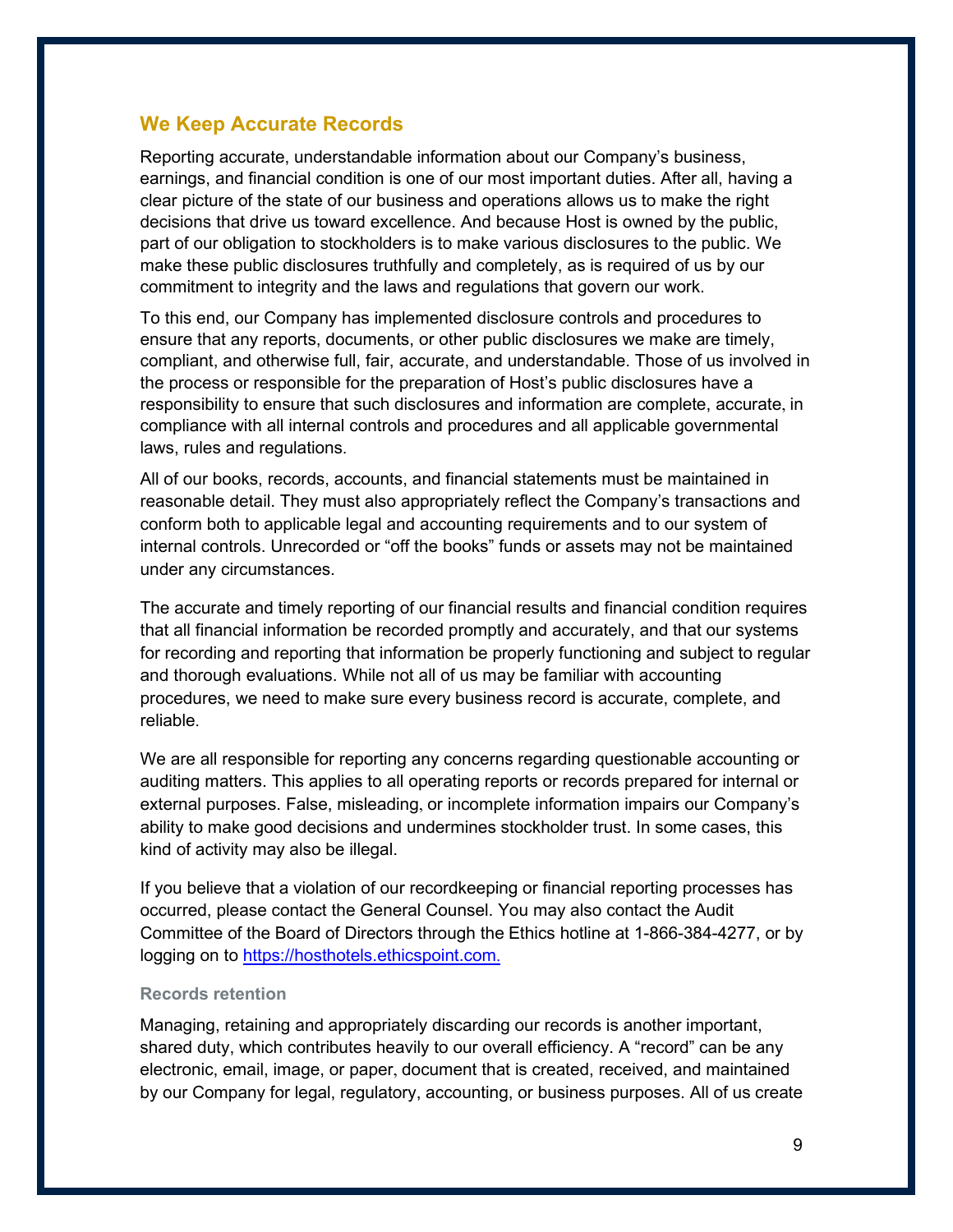## We Keep Accurate Records

Reporting accurate, understandable information about our Company's business, earnings, and financial condition is one of our most important duties. After all, having a clear picture of the state of our business and operations allows us to make the right decisions that drive us toward excellence. And because Host is owned by the public, part of our obligation to stockholders is to make various disclosures to the public. We make these public disclosures truthfully and completely, as is required of us by our commitment to integrity and the laws and regulations that govern our work.

To this end, our Company has implemented disclosure controls and procedures to ensure that any reports, documents, or other public disclosures we make are timely, compliant, and otherwise full, fair, accurate, and understandable. Those of us involved in the process or responsible for the preparation of Host's public disclosures have a responsibility to ensure that such disclosures and information are complete, accurate, in compliance with all internal controls and procedures and all applicable governmental laws, rules and regulations.

All of our books, records, accounts, and financial statements must be maintained in reasonable detail. They must also appropriately reflect the Company's transactions and conform both to applicable legal and accounting requirements and to our system of internal controls. Unrecorded or "off the books" funds or assets may not be maintained under any circumstances.

The accurate and timely reporting of our financial results and financial condition requires that all financial information be recorded promptly and accurately, and that our systems for recording and reporting that information be properly functioning and subject to regular and thorough evaluations. While not all of us may be familiar with accounting procedures, we need to make sure every business record is accurate, complete, and reliable.

We are all responsible for reporting any concerns regarding questionable accounting or auditing matters. This applies to all operating reports or records prepared for internal or external purposes. False, misleading, or incomplete information impairs our Company's ability to make good decisions and undermines stockholder trust. In some cases, this kind of activity may also be illegal.

If you believe that a violation of our recordkeeping or financial reporting processes has occurred, please contact the General Counsel. You may also contact the Audit Committee of the Board of Directors through the Ethics hotline at 1-866-384-4277, or by logging on to [https://hosthotels.ethicspoint.com.](https://hosthotels.ethicspoint.com)

### Records retention

Managing, retaining and appropriately discarding our records is another important, shared duty, which contributes heavily to our overall efficiency. A "record" can be any electronic, email, image, or paper, document that is created, received, and maintained by our Company for legal, regulatory, accounting, or business purposes. All of us create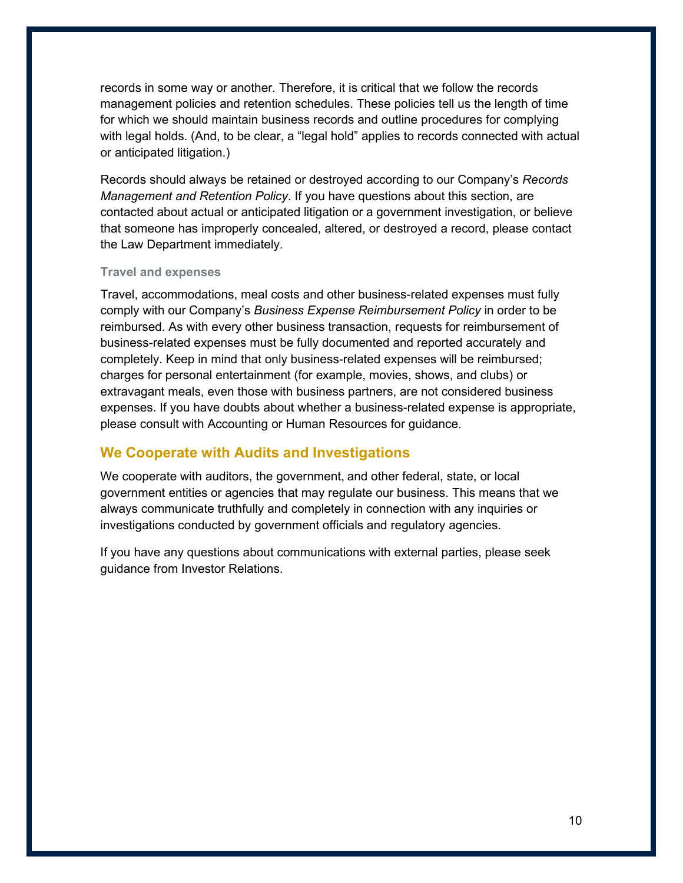records in some way or another. Therefore, it is critical that we follow the records management policies and retention schedules. These policies tell us the length of time for which we should maintain business records and outline procedures for complying with legal holds. (And, to be clear, a "legal hold" applies to records connected with actual or anticipated litigation.)

Records should always be retained or destroyed according to our Company's *Records Management and Retention Policy*. If you have questions about this section, are contacted about actual or anticipated litigation or a government investigation, or believe that someone has improperly concealed, altered, or destroyed a record, please contact the Law Department immediately.

### Travel and expenses

Travel, accommodations, meal costs and other business-related expenses must fully comply with our Company's *Business Expense Reimbursement Policy* in order to be reimbursed. As with every other business transaction, requests for reimbursement of business-related expenses must be fully documented and reported accurately and completely. Keep in mind that only business-related expenses will be reimbursed; charges for personal entertainment (for example, movies, shows, and clubs) or extravagant meals, even those with business partners, are not considered business expenses. If you have doubts about whether a business-related expense is appropriate, please consult with Accounting or Human Resources for guidance.

## We Cooperate with Audits and Investigations

We cooperate with auditors, the government, and other federal, state, or local government entities or agencies that may regulate our business. This means that we always communicate truthfully and completely in connection with any inquiries or investigations conducted by government officials and regulatory agencies.

If you have any questions about communications with external parties, please seek guidance from Investor Relations.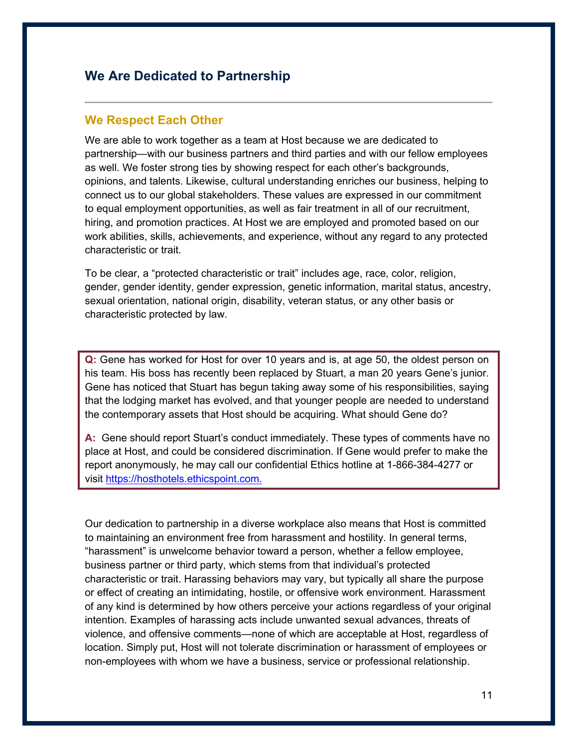## We Are Dedicated to Partnership

### We Respect Each Other

We are able to work together as a team at Host because we are dedicated to partnership—with our business partners and third parties and with our fellow employees as well. We foster strong ties by showing respect for each other's backgrounds, opinions, and talents. Likewise, cultural understanding enriches our business, helping to connect us to our global stakeholders. These values are expressed in our commitment to equal employment opportunities, as well as fair treatment in all of our recruitment, hiring, and promotion practices. At Host we are employed and promoted based on our work abilities, skills, achievements, and experience, without any regard to any protected characteristic or trait.

To be clear, a "protected characteristic or trait" includes age, race, color, religion, gender, gender identity, gender expression, genetic information, marital status, ancestry, sexual orientation, national origin, disability, veteran status, or any other basis or characteristic protected by law.

**Q:** Gene has worked for Host for over 10 years and is, at age 50, the oldest person on his team. His boss has recently been replaced by Stuart, a man 20 years Gene's junior. Gene has noticed that Stuart has begun taking away some of his responsibilities, saying that the lodging market has evolved, and that younger people are needed to understand the contemporary assets that Host should be acquiring. What should Gene do?

**A:** Gene should report Stuart's conduct immediately. These types of comments have no place at Host, and could be considered discrimination. If Gene would prefer to make the report anonymously, he may call our confidential Ethics hotline at 1-866-384-4277 or visit https://hosthotels.ethicspoint.com.

Our dedication to partnership in a diverse workplace also means that Host is committed to maintaining an environment free from harassment and hostility. In general terms, "harassment" is unwelcome behavior toward a person, whether a fellow employee, business partner or third party, which stems from that individual's protected characteristic or trait. Harassing behaviors may vary, but typically all share the purpose or effect of creating an intimidating, hostile, or offensive work environment. Harassment of any kind is determined by how others perceive your actions regardless of your original intention. Examples of harassing acts include unwanted sexual advances, threats of violence, and offensive comments—none of which are acceptable at Host, regardless of location. Simply put, Host will not tolerate discrimination or harassment of employees or non-employees with whom we have a business, service or professional relationship.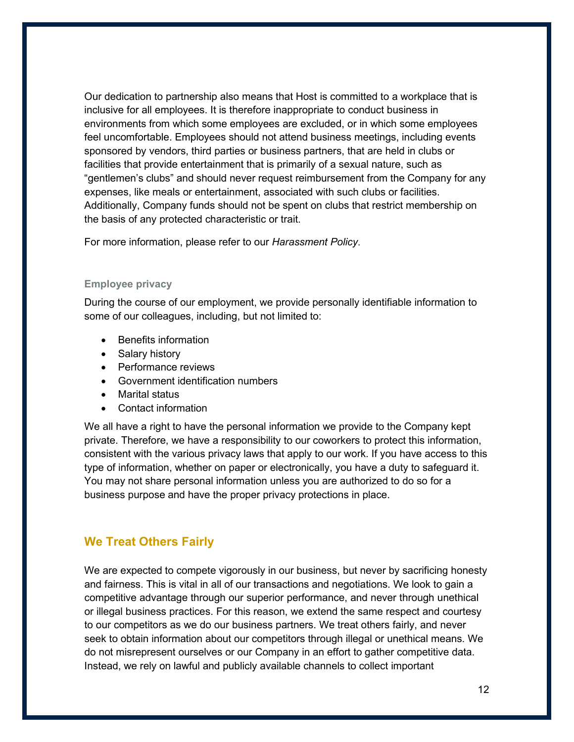Our dedication to partnership also means that Host is committed to a workplace that is inclusive for all employees. It is therefore inappropriate to conduct business in environments from which some employees are excluded, or in which some employees feel uncomfortable. Employees should not attend business meetings, including events sponsored by vendors, third parties or business partners, that are held in clubs or facilities that provide entertainment that is primarily of a sexual nature, such as "gentlemen's clubs" and should never request reimbursement from the Company for any expenses, like meals or entertainment, associated with such clubs or facilities. Additionally, Company funds should not be spent on clubs that restrict membership on the basis of any protected characteristic or trait.

For more information, please refer to our *Harassment Policy*.

### Employee privacy

During the course of our employment, we provide personally identifiable information to some of our colleagues, including, but not limited to:

- Benefits information
- Salary history
- Performance reviews
- Government identification numbers
- Marital status
- Contact information

We all have a right to have the personal information we provide to the Company kept private. Therefore, we have a responsibility to our coworkers to protect this information, consistent with the various privacy laws that apply to our work. If you have access to this type of information, whether on paper or electronically, you have a duty to safeguard it. You may not share personal information unless you are authorized to do so for a business purpose and have the proper privacy protections in place.

## We Treat Others Fairly

We are expected to compete vigorously in our business, but never by sacrificing honesty and fairness. This is vital in all of our transactions and negotiations. We look to gain a competitive advantage through our superior performance, and never through unethical or illegal business practices. For this reason, we extend the same respect and courtesy to our competitors as we do our business partners. We treat others fairly, and never seek to obtain information about our competitors through illegal or unethical means. We do not misrepresent ourselves or our Company in an effort to gather competitive data. Instead, we rely on lawful and publicly available channels to collect important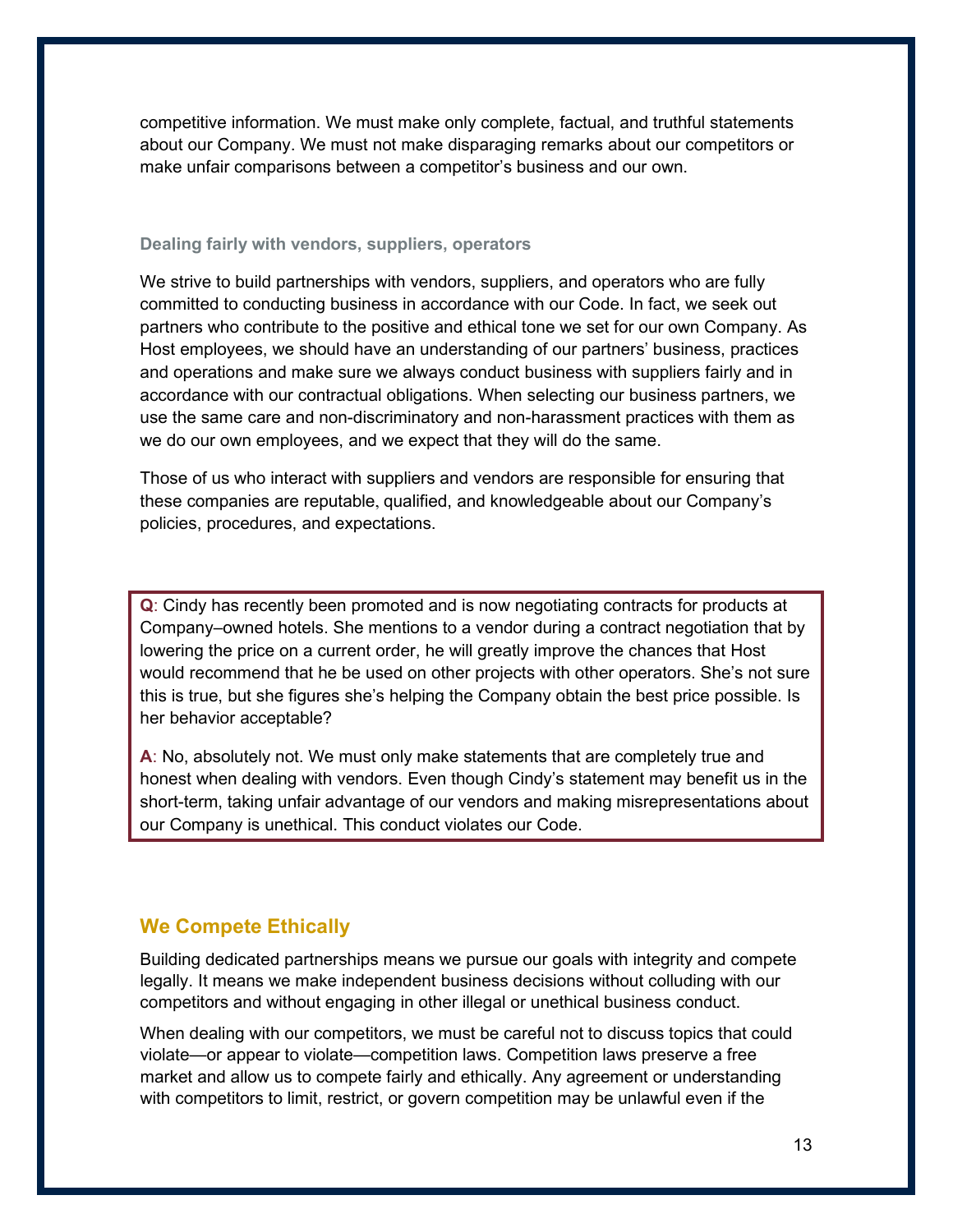competitive information. We must make only complete, factual, and truthful statements about our Company. We must not make disparaging remarks about our competitors or make unfair comparisons between a competitor's business and our own.

### Dealing fairly with vendors, suppliers, operators

We strive to build partnerships with vendors, suppliers, and operators who are fully committed to conducting business in accordance with our Code. In fact, we seek out partners who contribute to the positive and ethical tone we set for our own Company. As Host employees, we should have an understanding of our partners' business, practices and operations and make sure we always conduct business with suppliers fairly and in accordance with our contractual obligations. When selecting our business partners, we use the same care and non-discriminatory and non-harassment practices with them as we do our own employees, and we expect that they will do the same.

Those of us who interact with suppliers and vendors are responsible for ensuring that these companies are reputable, qualified, and knowledgeable about our Company's policies, procedures, and expectations.

> **Q**: Cindy has recently been promoted and is now negotiating contracts for products at Company–owned hotels. She mentions to a vendor during a contract negotiation that by lowering the price on a current order, he will greatly improve the chances that Host would recommend that he be used on other projects with other operators. She's not sure this is true, but she figures she's helping the Company obtain the best price possible. Is her behavior acceptable?
>
> **A**: No, absolutely not. We must only make statements that are completely true and honest when dealing with vendors. Even though Cindy's statement may benefit us in the short-term, taking unfair advantage of our vendors and making misrepresentations about our Company is unethical. This conduct violates our Code.

## We Compete Ethically

Building dedicated partnerships means we pursue our goals with integrity and compete legally. It means we make independent business decisions without colluding with our competitors and without engaging in other illegal or unethical business conduct.

When dealing with our competitors, we must be careful not to discuss topics that could violate—or appear to violate—competition laws. Competition laws preserve a free market and allow us to compete fairly and ethically. Any agreement or understanding with competitors to limit, restrict, or govern competition may be unlawful even if the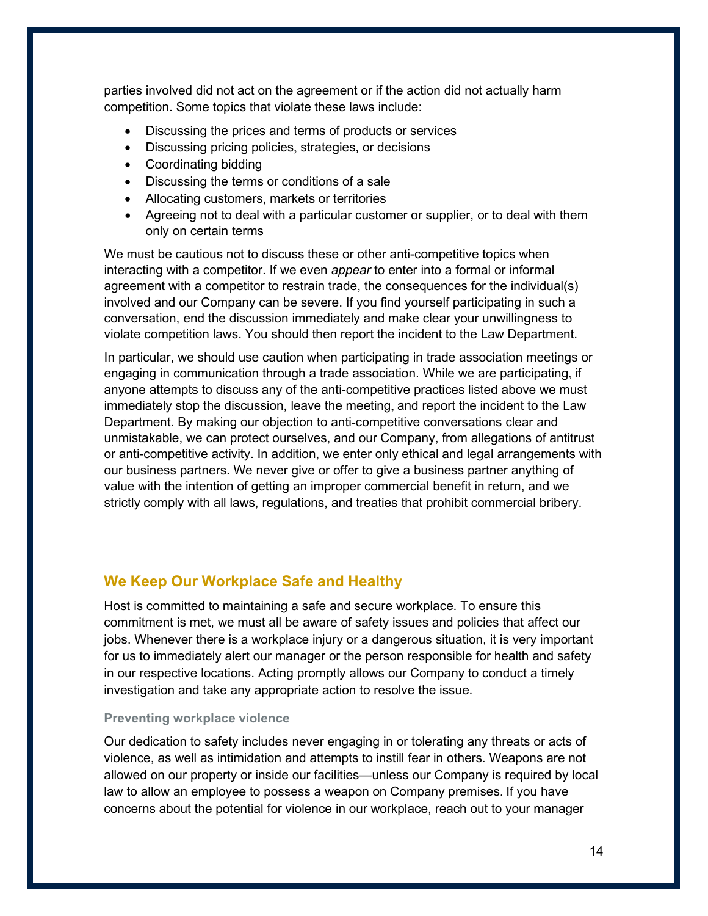parties involved did not act on the agreement or if the action did not actually harm competition. Some topics that violate these laws include:

- Discussing the prices and terms of products or services
- Discussing pricing policies, strategies, or decisions
- Coordinating bidding
- Discussing the terms or conditions of a sale
- Allocating customers, markets or territories
- Agreeing not to deal with a particular customer or supplier, or to deal with them only on certain terms

We must be cautious not to discuss these or other anti-competitive topics when interacting with a competitor. If we even *appear* to enter into a formal or informal agreement with a competitor to restrain trade, the consequences for the individual(s) involved and our Company can be severe. If you find yourself participating in such a conversation, end the discussion immediately and make clear your unwillingness to violate competition laws. You should then report the incident to the Law Department.

In particular, we should use caution when participating in trade association meetings or engaging in communication through a trade association. While we are participating, if anyone attempts to discuss any of the anti-competitive practices listed above we must immediately stop the discussion, leave the meeting, and report the incident to the Law Department. By making our objection to anti-competitive conversations clear and unmistakable, we can protect ourselves, and our Company, from allegations of antitrust or anti-competitive activity. In addition, we enter only ethical and legal arrangements with our business partners. We never give or offer to give a business partner anything of value with the intention of getting an improper commercial benefit in return, and we strictly comply with all laws, regulations, and treaties that prohibit commercial bribery.

## We Keep Our Workplace Safe and Healthy

Host is committed to maintaining a safe and secure workplace. To ensure this commitment is met, we must all be aware of safety issues and policies that affect our jobs. Whenever there is a workplace injury or a dangerous situation, it is very important for us to immediately alert our manager or the person responsible for health and safety in our respective locations. Acting promptly allows our Company to conduct a timely investigation and take any appropriate action to resolve the issue.

### Preventing workplace violence

Our dedication to safety includes never engaging in or tolerating any threats or acts of violence, as well as intimidation and attempts to instill fear in others. Weapons are not allowed on our property or inside our facilities—unless our Company is required by local law to allow an employee to possess a weapon on Company premises. If you have concerns about the potential for violence in our workplace, reach out to your manager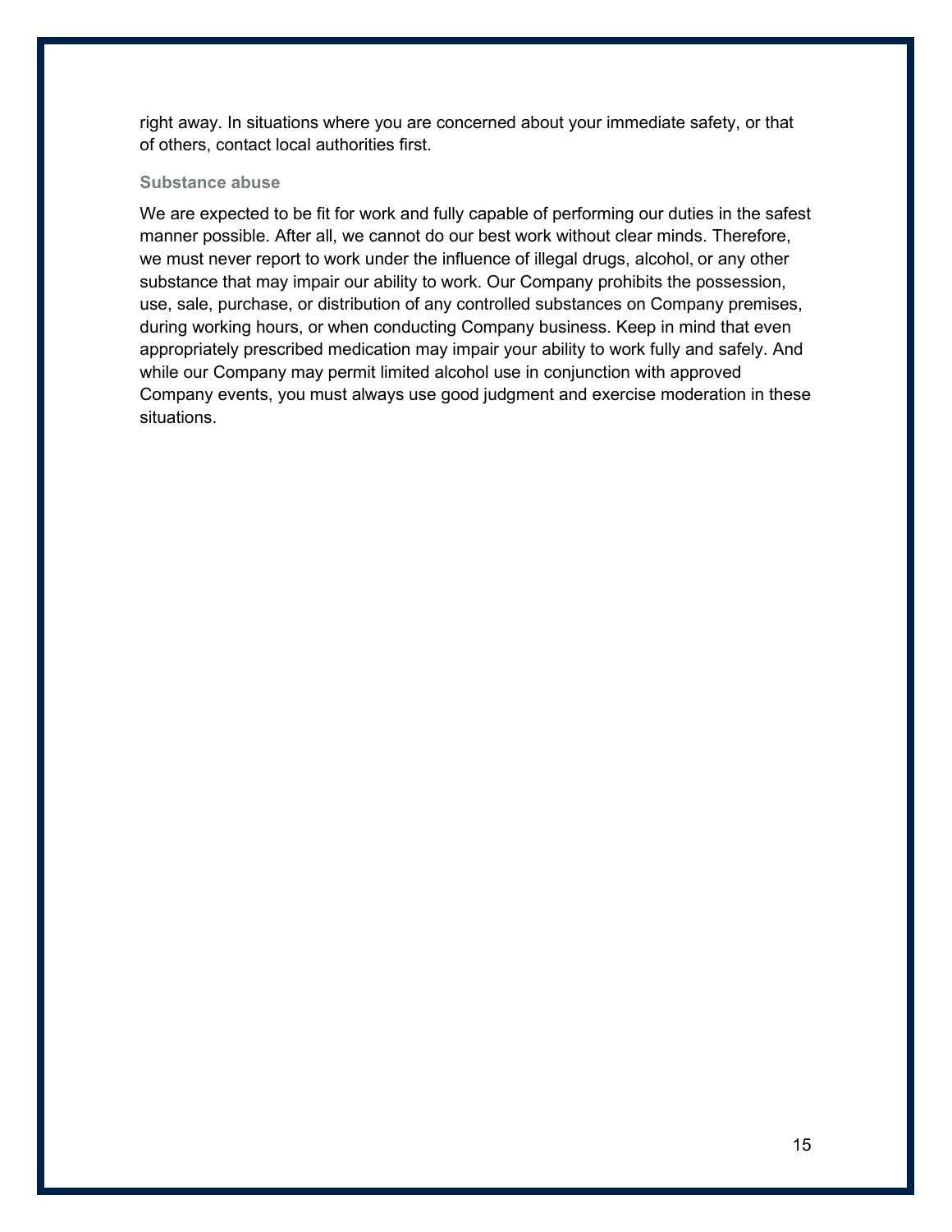right away. In situations where you are concerned about your immediate safety, or that of others, contact local authorities first.

### Substance abuse

We are expected to be fit for work and fully capable of performing our duties in the safest manner possible. After all, we cannot do our best work without clear minds. Therefore, we must never report to work under the influence of illegal drugs, alcohol, or any other substance that may impair our ability to work. Our Company prohibits the possession, use, sale, purchase, or distribution of any controlled substances on Company premises, during working hours, or when conducting Company business. Keep in mind that even appropriately prescribed medication may impair your ability to work fully and safely. And while our Company may permit limited alcohol use in conjunction with approved Company events, you must always use good judgment and exercise moderation in these situations.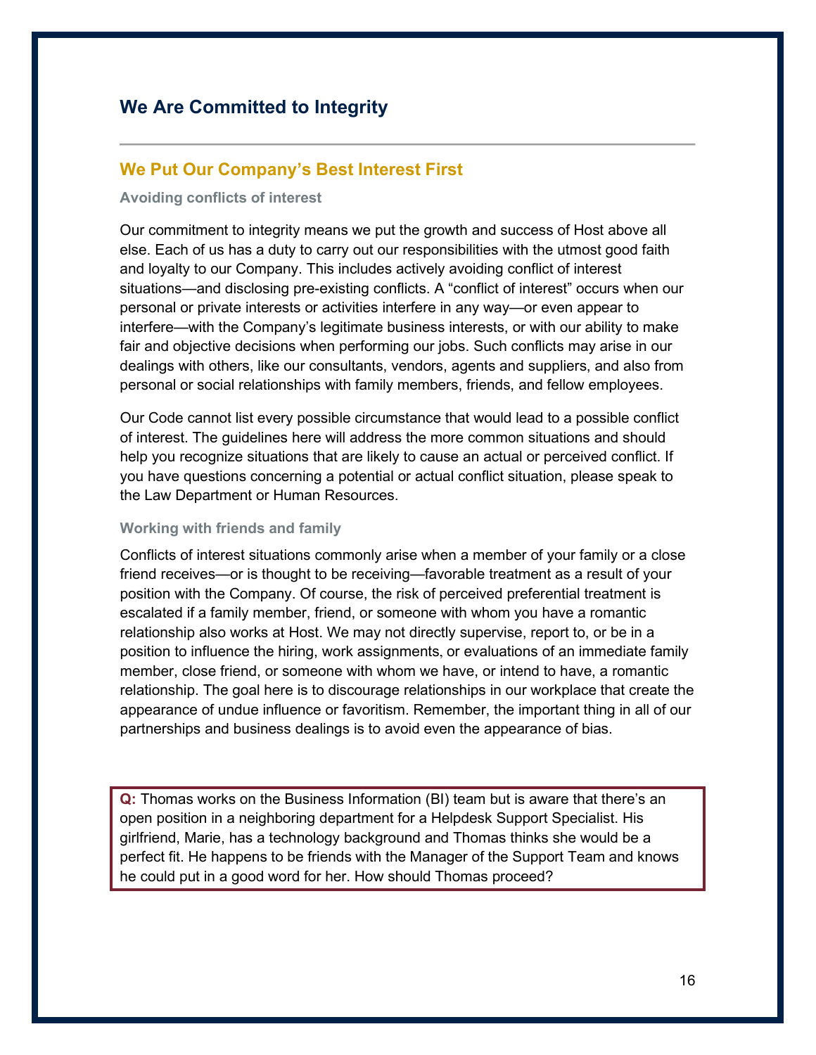# We Are Committed to Integrity

## We Put Our Company's Best Interest First

### Avoiding conflicts of interest

Our commitment to integrity means we put the growth and success of Host above all else. Each of us has a duty to carry out our responsibilities with the utmost good faith and loyalty to our Company. This includes actively avoiding conflict of interest situations—and disclosing pre-existing conflicts. A "conflict of interest" occurs when our personal or private interests or activities interfere in any way—or even appear to interfere—with the Company's legitimate business interests, or with our ability to make fair and objective decisions when performing our jobs. Such conflicts may arise in our dealings with others, like our consultants, vendors, agents and suppliers, and also from personal or social relationships with family members, friends, and fellow employees.

Our Code cannot list every possible circumstance that would lead to a possible conflict of interest. The guidelines here will address the more common situations and should help you recognize situations that are likely to cause an actual or perceived conflict. If you have questions concerning a potential or actual conflict situation, please speak to the Law Department or Human Resources.

### Working with friends and family

Conflicts of interest situations commonly arise when a member of your family or a close friend receives—or is thought to be receiving—favorable treatment as a result of your position with the Company. Of course, the risk of perceived preferential treatment is escalated if a family member, friend, or someone with whom you have a romantic relationship also works at Host. We may not directly supervise, report to, or be in a position to influence the hiring, work assignments, or evaluations of an immediate family member, close friend, or someone with whom we have, or intend to have, a romantic relationship. The goal here is to discourage relationships in our workplace that create the appearance of undue influence or favoritism. Remember, the important thing in all of our partnerships and business dealings is to avoid even the appearance of bias.

**Q:** Thomas works on the Business Information (BI) team but is aware that there's an open position in a neighboring department for a Helpdesk Support Specialist. His girlfriend, Marie, has a technology background and Thomas thinks she would be a perfect fit. He happens to be friends with the Manager of the Support Team and knows he could put in a good word for her. How should Thomas proceed?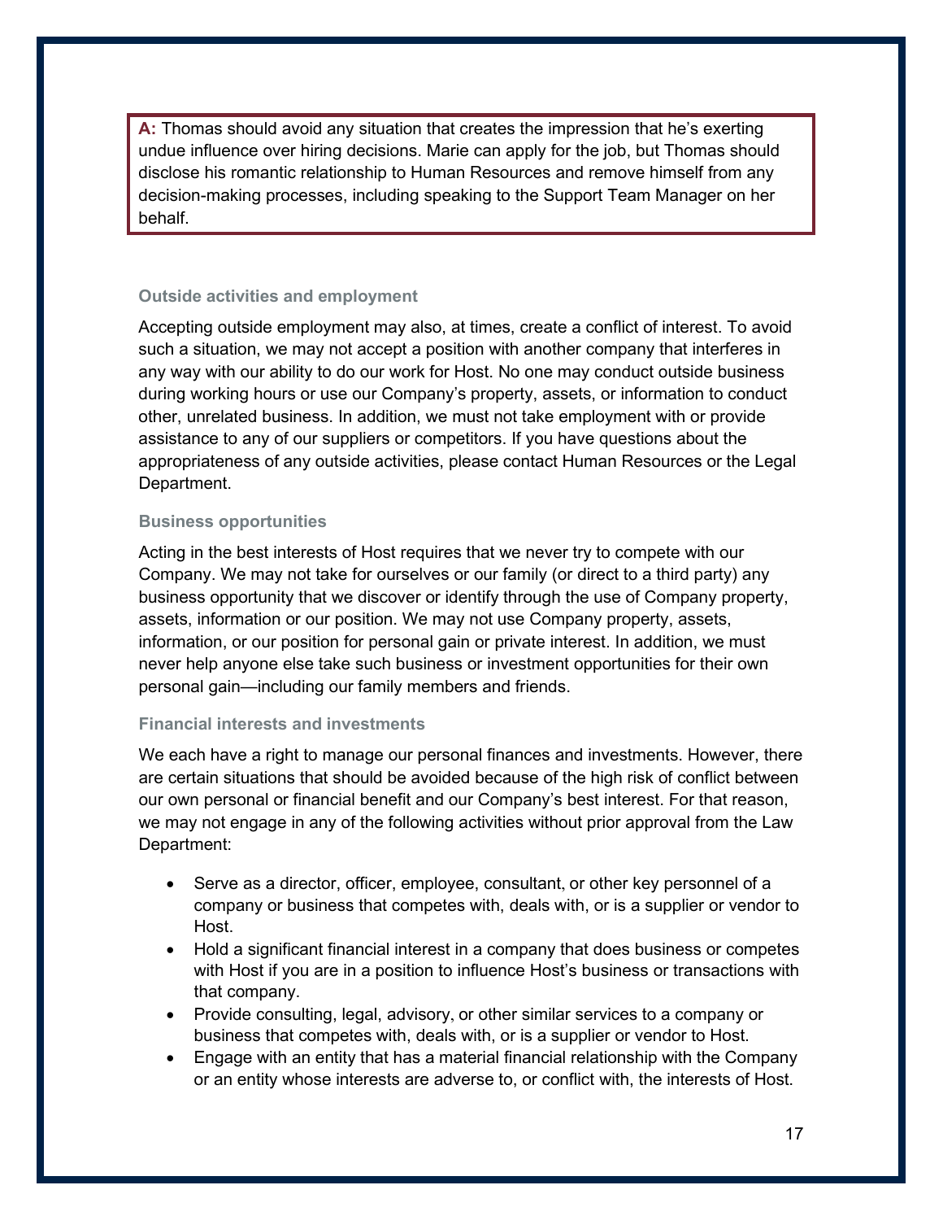**A:** Thomas should avoid any situation that creates the impression that he's exerting undue influence over hiring decisions. Marie can apply for the job, but Thomas should disclose his romantic relationship to Human Resources and remove himself from any decision-making processes, including speaking to the Support Team Manager on her behalf.

### Outside activities and employment

Accepting outside employment may also, at times, create a conflict of interest. To avoid such a situation, we may not accept a position with another company that interferes in any way with our ability to do our work for Host. No one may conduct outside business during working hours or use our Company's property, assets, or information to conduct other, unrelated business. In addition, we must not take employment with or provide assistance to any of our suppliers or competitors. If you have questions about the appropriateness of any outside activities, please contact Human Resources or the Legal Department.

### Business opportunities

Acting in the best interests of Host requires that we never try to compete with our Company. We may not take for ourselves or our family (or direct to a third party) any business opportunity that we discover or identify through the use of Company property, assets, information or our position. We may not use Company property, assets, information, or our position for personal gain or private interest. In addition, we must never help anyone else take such business or investment opportunities for their own personal gain—including our family members and friends.

### Financial interests and investments

We each have a right to manage our personal finances and investments. However, there are certain situations that should be avoided because of the high risk of conflict between our own personal or financial benefit and our Company's best interest. For that reason, we may not engage in any of the following activities without prior approval from the Law Department:

- Serve as a director, officer, employee, consultant, or other key personnel of a company or business that competes with, deals with, or is a supplier or vendor to Host.
- Hold a significant financial interest in a company that does business or competes with Host if you are in a position to influence Host's business or transactions with that company.
- Provide consulting, legal, advisory, or other similar services to a company or business that competes with, deals with, or is a supplier or vendor to Host.
- Engage with an entity that has a material financial relationship with the Company or an entity whose interests are adverse to, or conflict with, the interests of Host.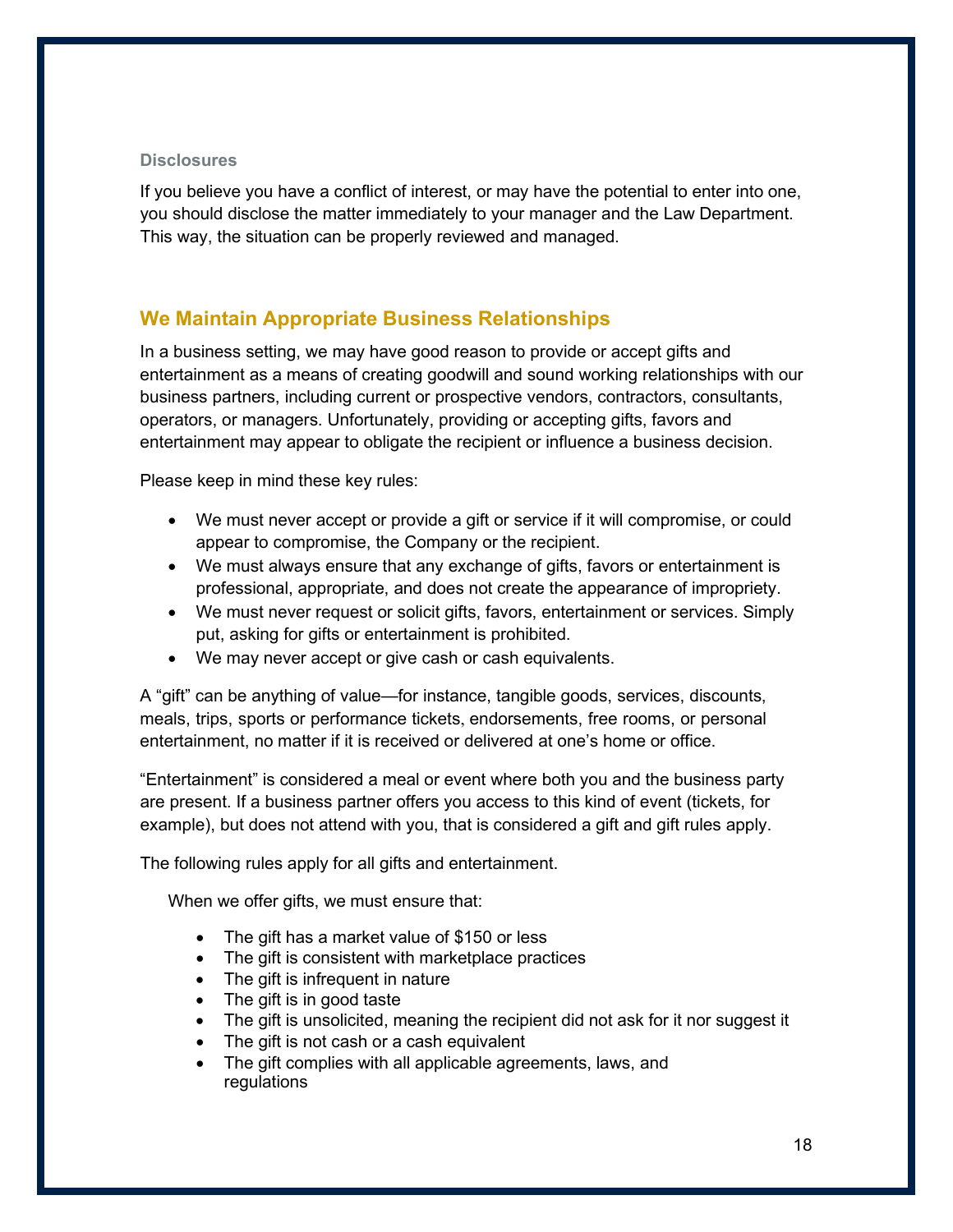### Disclosures

If you believe you have a conflict of interest, or may have the potential to enter into one, you should disclose the matter immediately to your manager and the Law Department. This way, the situation can be properly reviewed and managed.

## We Maintain Appropriate Business Relationships

In a business setting, we may have good reason to provide or accept gifts and entertainment as a means of creating goodwill and sound working relationships with our business partners, including current or prospective vendors, contractors, consultants, operators, or managers. Unfortunately, providing or accepting gifts, favors and entertainment may appear to obligate the recipient or influence a business decision.

Please keep in mind these key rules:

- We must never accept or provide a gift or service if it will compromise, or could appear to compromise, the Company or the recipient.
- We must always ensure that any exchange of gifts, favors or entertainment is professional, appropriate, and does not create the appearance of impropriety.
- We must never request or solicit gifts, favors, entertainment or services. Simply put, asking for gifts or entertainment is prohibited.
- We may never accept or give cash or cash equivalents.

A "gift" can be anything of value—for instance, tangible goods, services, discounts, meals, trips, sports or performance tickets, endorsements, free rooms, or personal entertainment, no matter if it is received or delivered at one's home or office.

"Entertainment" is considered a meal or event where both you and the business party are present. If a business partner offers you access to this kind of event (tickets, for example), but does not attend with you, that is considered a gift and gift rules apply.

The following rules apply for all gifts and entertainment.

When we offer gifts, we must ensure that:

- The gift has a market value of $150 or less
- The gift is consistent with marketplace practices
- The gift is infrequent in nature
- The gift is in good taste
- The gift is unsolicited, meaning the recipient did not ask for it nor suggest it
- The gift is not cash or a cash equivalent
- The gift complies with all applicable agreements, laws, and regulations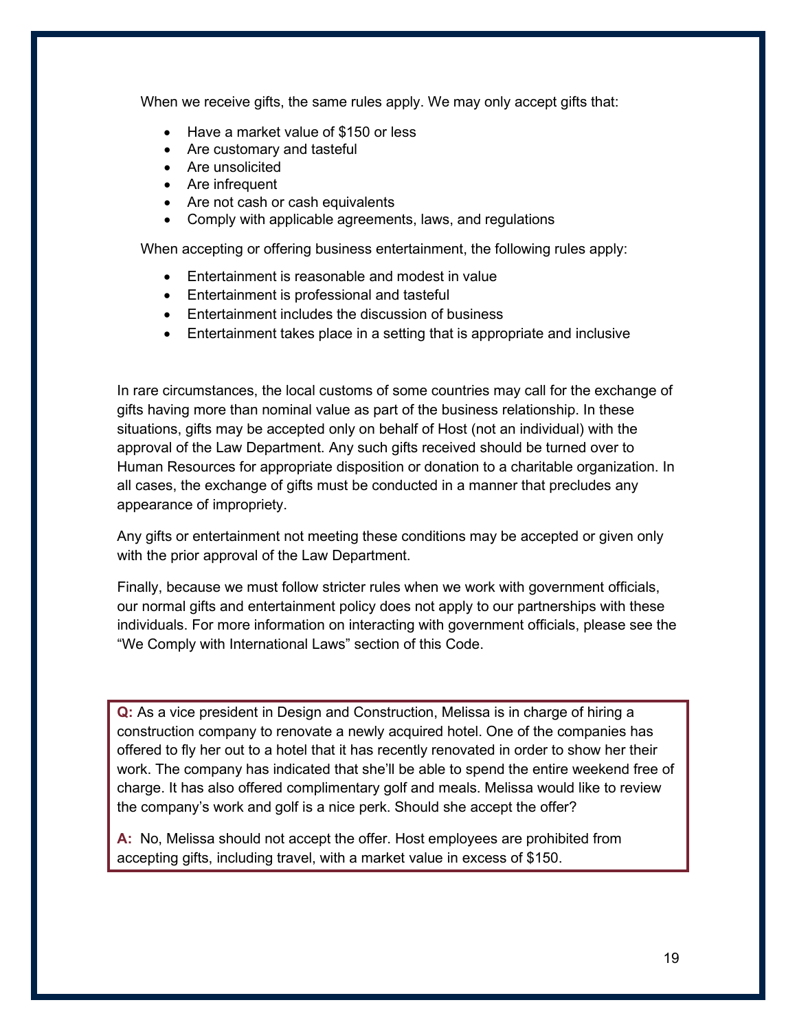When we receive gifts, the same rules apply. We may only accept gifts that:

- Have a market value of $150 or less
- Are customary and tasteful
- Are unsolicited
- Are infrequent
- Are not cash or cash equivalents
- Comply with applicable agreements, laws, and regulations

When accepting or offering business entertainment, the following rules apply:

- Entertainment is reasonable and modest in value
- Entertainment is professional and tasteful
- Entertainment includes the discussion of business
- Entertainment takes place in a setting that is appropriate and inclusive

In rare circumstances, the local customs of some countries may call for the exchange of gifts having more than nominal value as part of the business relationship. In these situations, gifts may be accepted only on behalf of Host (not an individual) with the approval of the Law Department. Any such gifts received should be turned over to Human Resources for appropriate disposition or donation to a charitable organization. In all cases, the exchange of gifts must be conducted in a manner that precludes any appearance of impropriety.

Any gifts or entertainment not meeting these conditions may be accepted or given only with the prior approval of the Law Department.

Finally, because we must follow stricter rules when we work with government officials, our normal gifts and entertainment policy does not apply to our partnerships with these individuals. For more information on interacting with government officials, please see the "We Comply with International Laws" section of this Code.

**Q:** As a vice president in Design and Construction, Melissa is in charge of hiring a construction company to renovate a newly acquired hotel. One of the companies has offered to fly her out to a hotel that it has recently renovated in order to show her their work. The company has indicated that she'll be able to spend the entire weekend free of charge. It has also offered complimentary golf and meals. Melissa would like to review the company's work and golf is a nice perk. Should she accept the offer?

**A:** No, Melissa should not accept the offer. Host employees are prohibited from accepting gifts, including travel, with a market value in excess of $150.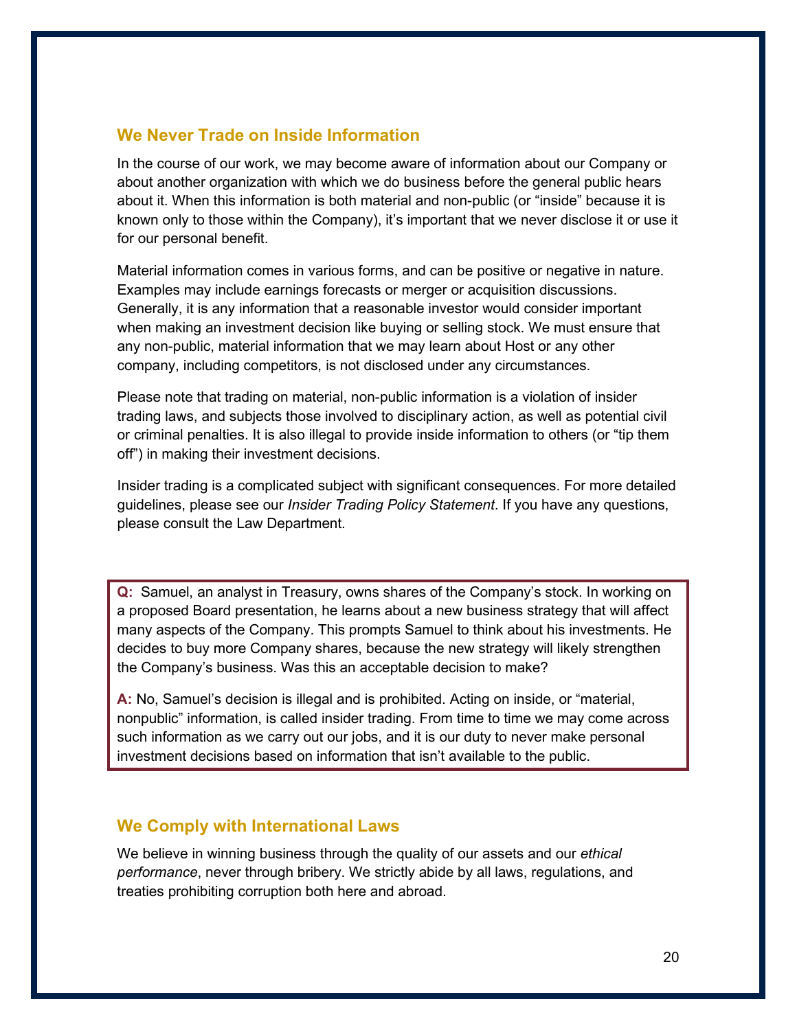## We Never Trade on Inside Information

In the course of our work, we may become aware of information about our Company or about another organization with which we do business before the general public hears about it. When this information is both material and non-public (or "inside" because it is known only to those within the Company), it's important that we never disclose it or use it for our personal benefit.

Material information comes in various forms, and can be positive or negative in nature. Examples may include earnings forecasts or merger or acquisition discussions. Generally, it is any information that a reasonable investor would consider important when making an investment decision like buying or selling stock. We must ensure that any non-public, material information that we may learn about Host or any other company, including competitors, is not disclosed under any circumstances.

Please note that trading on material, non-public information is a violation of insider trading laws, and subjects those involved to disciplinary action, as well as potential civil or criminal penalties. It is also illegal to provide inside information to others (or "tip them off") in making their investment decisions.

Insider trading is a complicated subject with significant consequences. For more detailed guidelines, please see our *Insider Trading Policy Statement*. If you have any questions, please consult the Law Department.

**Q:** Samuel, an analyst in Treasury, owns shares of the Company's stock. In working on a proposed Board presentation, he learns about a new business strategy that will affect many aspects of the Company. This prompts Samuel to think about his investments. He decides to buy more Company shares, because the new strategy will likely strengthen the Company's business. Was this an acceptable decision to make?

**A:** No, Samuel's decision is illegal and is prohibited. Acting on inside, or "material, nonpublic" information, is called insider trading. From time to time we may come across such information as we carry out our jobs, and it is our duty to never make personal investment decisions based on information that isn't available to the public.

## We Comply with International Laws

We believe in winning business through the quality of our assets and our *ethical performance*, never through bribery. We strictly abide by all laws, regulations, and treaties prohibiting corruption both here and abroad.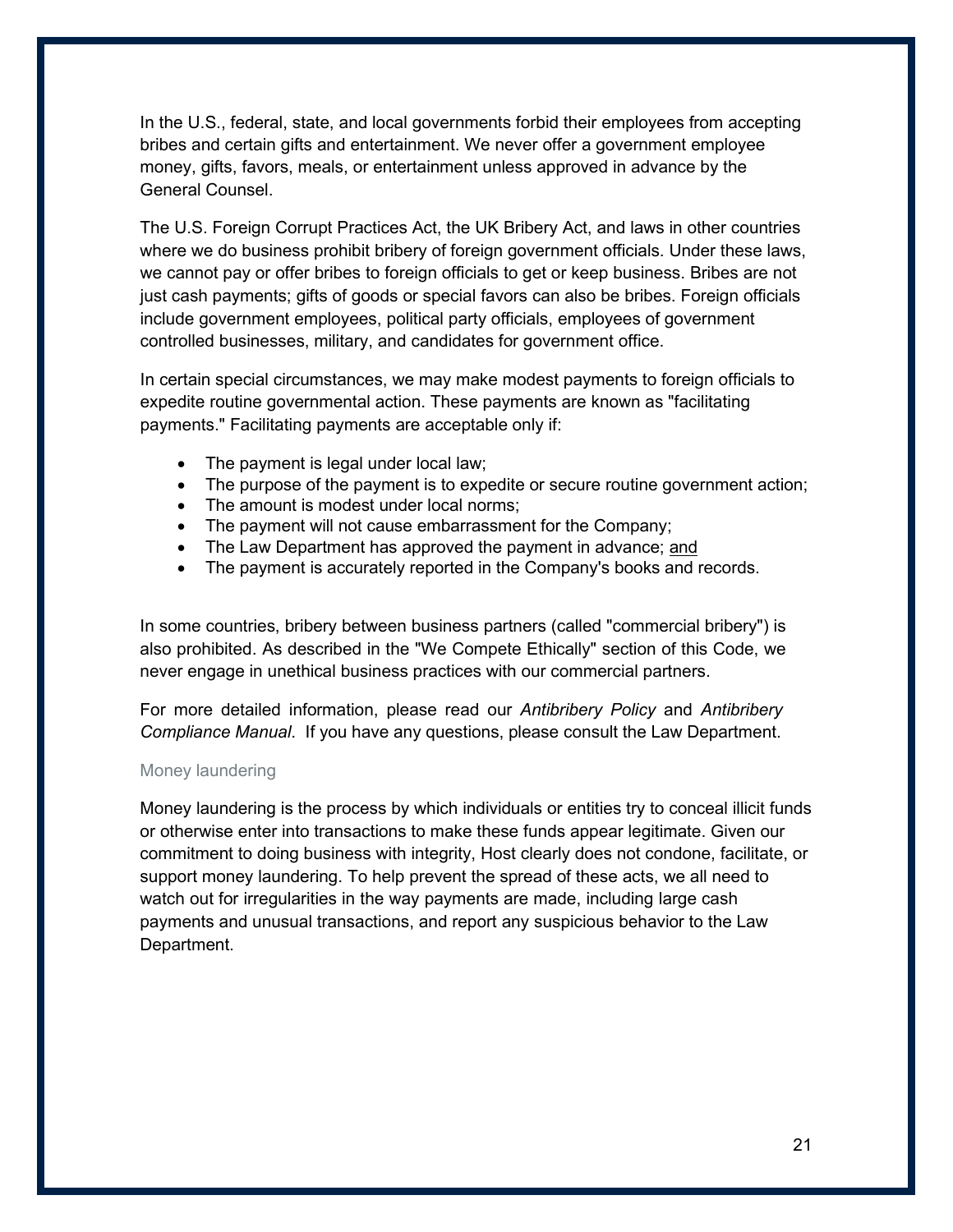In the U.S., federal, state, and local governments forbid their employees from accepting bribes and certain gifts and entertainment. We never offer a government employee money, gifts, favors, meals, or entertainment unless approved in advance by the General Counsel.

The U.S. Foreign Corrupt Practices Act, the UK Bribery Act, and laws in other countries where we do business prohibit bribery of foreign government officials. Under these laws, we cannot pay or offer bribes to foreign officials to get or keep business. Bribes are not just cash payments; gifts of goods or special favors can also be bribes. Foreign officials include government employees, political party officials, employees of government controlled businesses, military, and candidates for government office.

In certain special circumstances, we may make modest payments to foreign officials to expedite routine governmental action. These payments are known as "facilitating payments." Facilitating payments are acceptable only if:

- The payment is legal under local law;
- The purpose of the payment is to expedite or secure routine government action;
- The amount is modest under local norms;
- The payment will not cause embarrassment for the Company;
- The Law Department has approved the payment in advance; <u>and</u>
- The payment is accurately reported in the Company's books and records.

In some countries, bribery between business partners (called "commercial bribery") is also prohibited. As described in the "We Compete Ethically" section of this Code, we never engage in unethical business practices with our commercial partners.

For more detailed information, please read our *Antibribery Policy* and *Antibribery Compliance Manual*. If you have any questions, please consult the Law Department.

### Money laundering

Money laundering is the process by which individuals or entities try to conceal illicit funds or otherwise enter into transactions to make these funds appear legitimate. Given our commitment to doing business with integrity, Host clearly does not condone, facilitate, or support money laundering. To help prevent the spread of these acts, we all need to watch out for irregularities in the way payments are made, including large cash payments and unusual transactions, and report any suspicious behavior to the Law Department.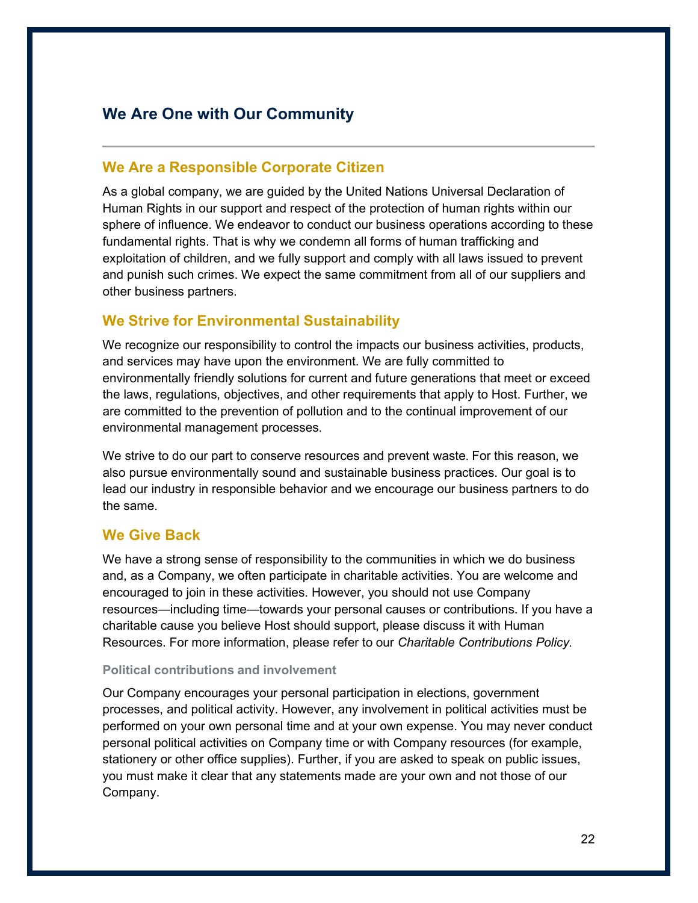## We Are One with Our Community

### We Are a Responsible Corporate Citizen

As a global company, we are guided by the United Nations Universal Declaration of Human Rights in our support and respect of the protection of human rights within our sphere of influence. We endeavor to conduct our business operations according to these fundamental rights. That is why we condemn all forms of human trafficking and exploitation of children, and we fully support and comply with all laws issued to prevent and punish such crimes. We expect the same commitment from all of our suppliers and other business partners.

### We Strive for Environmental Sustainability

We recognize our responsibility to control the impacts our business activities, products, and services may have upon the environment. We are fully committed to environmentally friendly solutions for current and future generations that meet or exceed the laws, regulations, objectives, and other requirements that apply to Host. Further, we are committed to the prevention of pollution and to the continual improvement of our environmental management processes.

We strive to do our part to conserve resources and prevent waste. For this reason, we also pursue environmentally sound and sustainable business practices. Our goal is to lead our industry in responsible behavior and we encourage our business partners to do the same.

### We Give Back

We have a strong sense of responsibility to the communities in which we do business and, as a Company, we often participate in charitable activities. You are welcome and encouraged to join in these activities. However, you should not use Company resources—including time—towards your personal causes or contributions. If you have a charitable cause you believe Host should support, please discuss it with Human Resources. For more information, please refer to our *Charitable Contributions Policy*.

#### Political contributions and involvement

Our Company encourages your personal participation in elections, government processes, and political activity. However, any involvement in political activities must be performed on your own personal time and at your own expense. You may never conduct personal political activities on Company time or with Company resources (for example, stationery or other office supplies). Further, if you are asked to speak on public issues, you must make it clear that any statements made are your own and not those of our Company.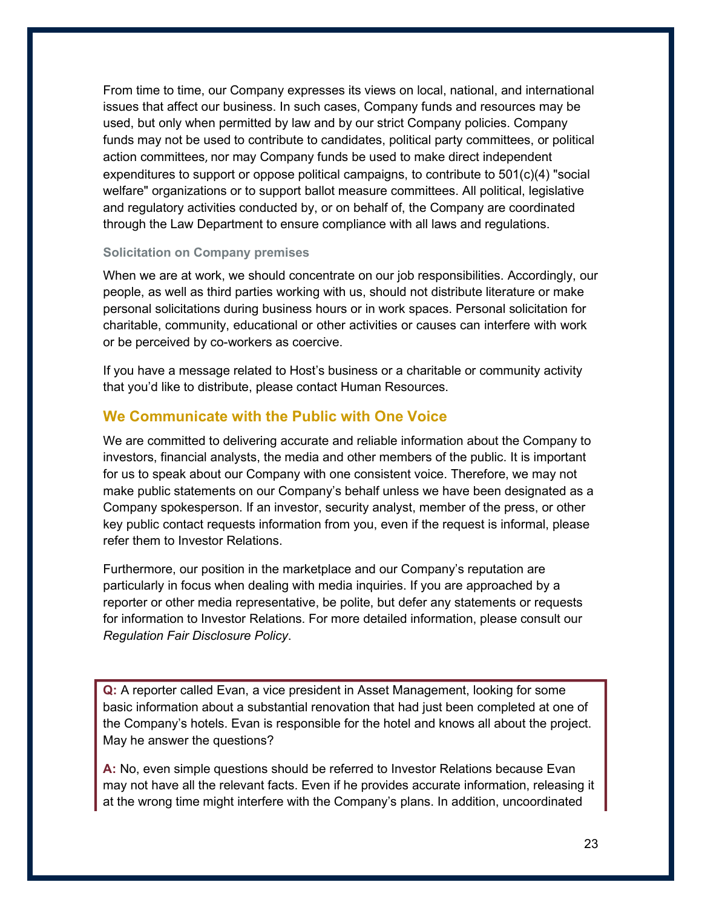From time to time, our Company expresses its views on local, national, and international issues that affect our business. In such cases, Company funds and resources may be used, but only when permitted by law and by our strict Company policies. Company funds may not be used to contribute to candidates, political party committees, or political action committees, nor may Company funds be used to make direct independent expenditures to support or oppose political campaigns, to contribute to 501(c)(4) "social welfare" organizations or to support ballot measure committees. All political, legislative and regulatory activities conducted by, or on behalf of, the Company are coordinated through the Law Department to ensure compliance with all laws and regulations.

### Solicitation on Company premises

When we are at work, we should concentrate on our job responsibilities. Accordingly, our people, as well as third parties working with us, should not distribute literature or make personal solicitations during business hours or in work spaces. Personal solicitation for charitable, community, educational or other activities or causes can interfere with work or be perceived by co-workers as coercive.

If you have a message related to Host's business or a charitable or community activity that you'd like to distribute, please contact Human Resources.

## We Communicate with the Public with One Voice

We are committed to delivering accurate and reliable information about the Company to investors, financial analysts, the media and other members of the public. It is important for us to speak about our Company with one consistent voice. Therefore, we may not make public statements on our Company's behalf unless we have been designated as a Company spokesperson. If an investor, security analyst, member of the press, or other key public contact requests information from you, even if the request is informal, please refer them to Investor Relations.

Furthermore, our position in the marketplace and our Company's reputation are particularly in focus when dealing with media inquiries. If you are approached by a reporter or other media representative, be polite, but defer any statements or requests for information to Investor Relations. For more detailed information, please consult our *Regulation Fair Disclosure Policy*.

**Q:** A reporter called Evan, a vice president in Asset Management, looking for some basic information about a substantial renovation that had just been completed at one of the Company's hotels. Evan is responsible for the hotel and knows all about the project. May he answer the questions?

**A:** No, even simple questions should be referred to Investor Relations because Evan may not have all the relevant facts. Even if he provides accurate information, releasing it at the wrong time might interfere with the Company's plans. In addition, uncoordinated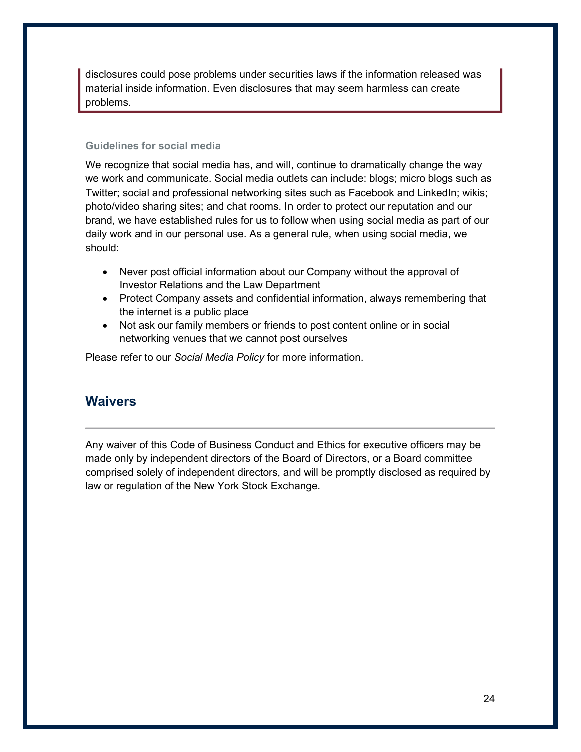disclosures could pose problems under securities laws if the information released was material inside information. Even disclosures that may seem harmless can create problems.

### Guidelines for social media

We recognize that social media has, and will, continue to dramatically change the way we work and communicate. Social media outlets can include: blogs; micro blogs such as Twitter; social and professional networking sites such as Facebook and LinkedIn; wikis; photo/video sharing sites; and chat rooms. In order to protect our reputation and our brand, we have established rules for us to follow when using social media as part of our daily work and in our personal use. As a general rule, when using social media, we should:

- Never post official information about our Company without the approval of Investor Relations and the Law Department
- Protect Company assets and confidential information, always remembering that the internet is a public place
- Not ask our family members or friends to post content online or in social networking venues that we cannot post ourselves

Please refer to our *Social Media Policy* for more information.

## Waivers

Any waiver of this Code of Business Conduct and Ethics for executive officers may be made only by independent directors of the Board of Directors, or a Board committee comprised solely of independent directors, and will be promptly disclosed as required by law or regulation of the New York Stock Exchange.